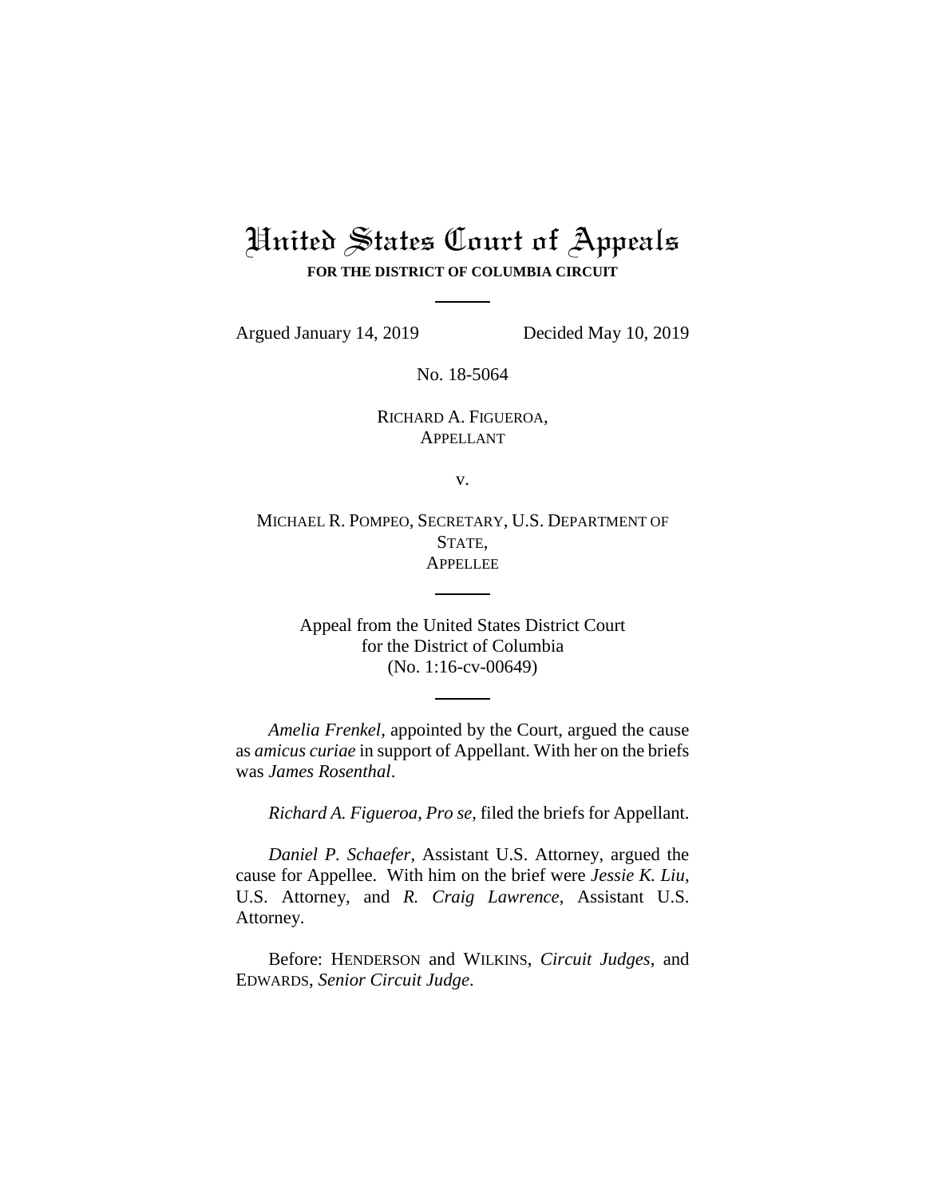# United States Court of Appeals

**FOR THE DISTRICT OF COLUMBIA CIRCUIT**

---

Argued January 14, 2019 Decided May 10, 2019

No. 18-5064

RICHARD A. FIGUEROA,
APPELLANT

v.

MICHAEL R. POMPEO, SECRETARY, U.S. DEPARTMENT OF STATE,
APPELLEE

---

Appeal from the United States District Court
for the District of Columbia
(No. 1:16-cv-00649)

---

*Amelia Frenkel*, appointed by the Court, argued the cause as *amicus curiae* in support of Appellant. With her on the briefs was *James Rosenthal*.

*Richard A. Figueroa*, *Pro se*, filed the briefs for Appellant.

*Daniel P. Schaefer*, Assistant U.S. Attorney, argued the cause for Appellee. With him on the brief were *Jessie K. Liu*, U.S. Attorney, and *R. Craig Lawrence*, Assistant U.S. Attorney.

Before: HENDERSON and WILKINS, *Circuit Judges*, and EDWARDS, *Senior Circuit Judge*.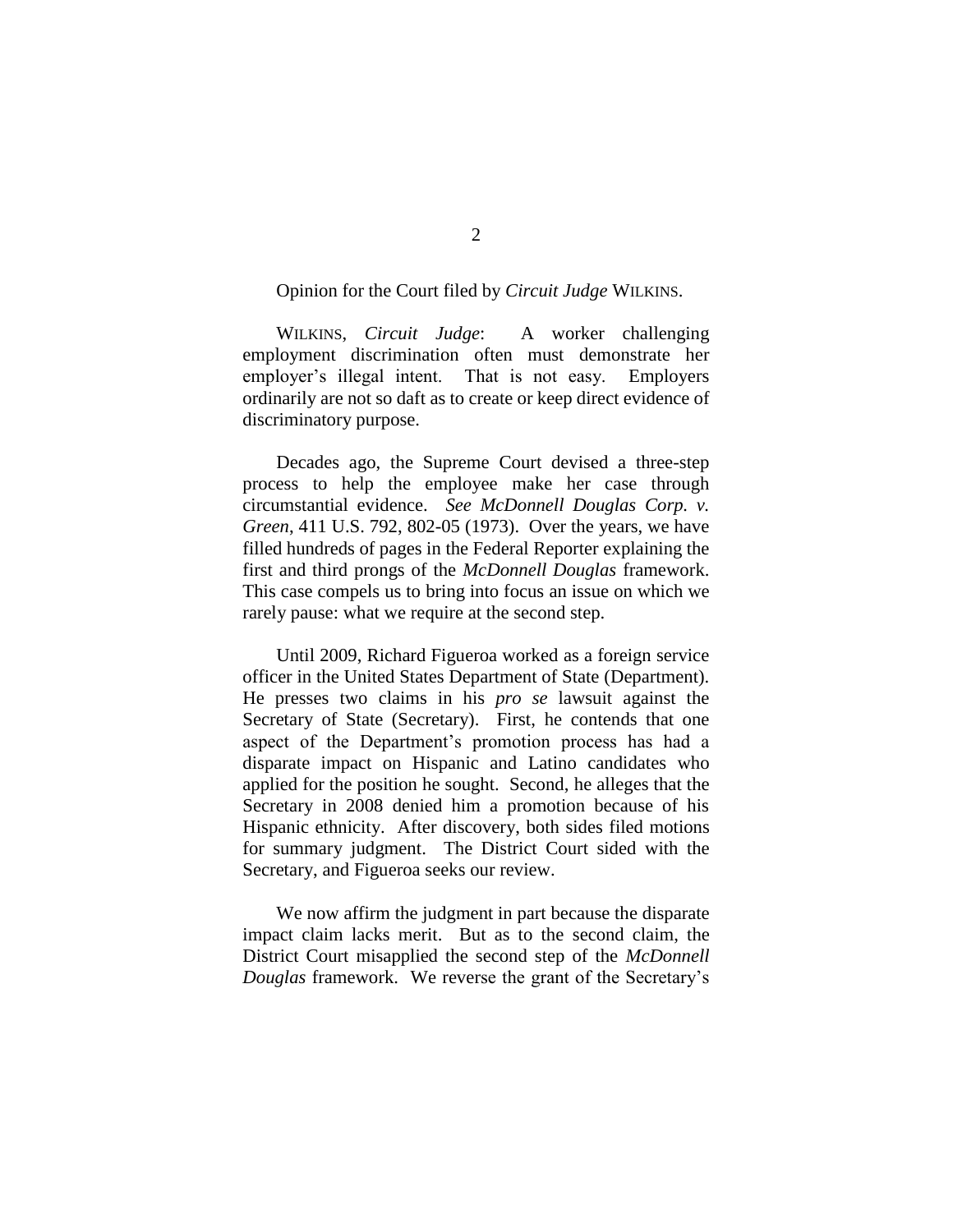Opinion for the Court filed by *Circuit Judge* WILKINS.

WILKINS, *Circuit Judge*: A worker challenging employment discrimination often must demonstrate her employer's illegal intent. That is not easy. Employers ordinarily are not so daft as to create or keep direct evidence of discriminatory purpose.

Decades ago, the Supreme Court devised a three-step process to help the employee make her case through circumstantial evidence. *See McDonnell Douglas Corp. v. Green*, 411 U.S. 792, 802-05 (1973). Over the years, we have filled hundreds of pages in the Federal Reporter explaining the first and third prongs of the *McDonnell Douglas* framework. This case compels us to bring into focus an issue on which we rarely pause: what we require at the second step.

Until 2009, Richard Figueroa worked as a foreign service officer in the United States Department of State (Department). He presses two claims in his *pro se* lawsuit against the Secretary of State (Secretary). First, he contends that one aspect of the Department's promotion process has had a disparate impact on Hispanic and Latino candidates who applied for the position he sought. Second, he alleges that the Secretary in 2008 denied him a promotion because of his Hispanic ethnicity. After discovery, both sides filed motions for summary judgment. The District Court sided with the Secretary, and Figueroa seeks our review.

We now affirm the judgment in part because the disparate impact claim lacks merit. But as to the second claim, the District Court misapplied the second step of the *McDonnell Douglas* framework. We reverse the grant of the Secretary's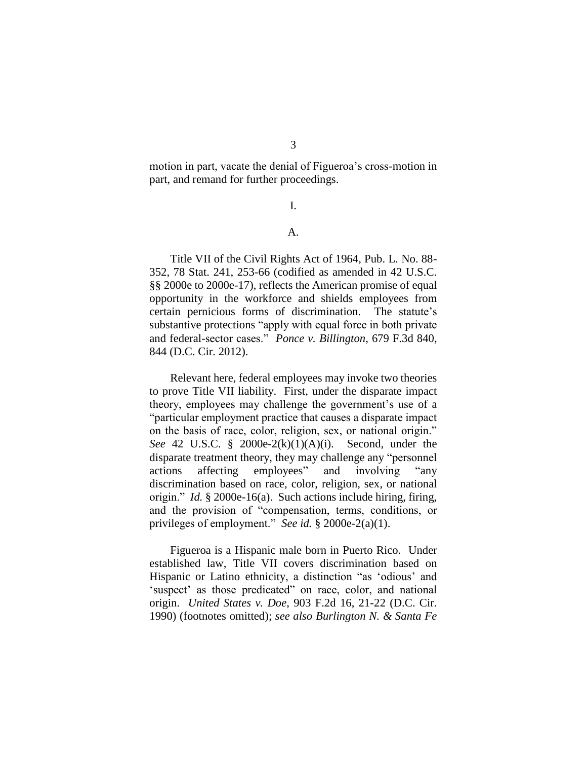motion in part, vacate the denial of Figueroa's cross-motion in part, and remand for further proceedings.

I.

A.

Title VII of the Civil Rights Act of 1964, Pub. L. No. 88-352, 78 Stat. 241, 253-66 (codified as amended in 42 U.S.C. §§ 2000e to 2000e-17), reflects the American promise of equal opportunity in the workforce and shields employees from certain pernicious forms of discrimination. The statute's substantive protections "apply with equal force in both private and federal-sector cases." *Ponce v. Billington*, 679 F.3d 840, 844 (D.C. Cir. 2012).

Relevant here, federal employees may invoke two theories to prove Title VII liability. First, under the disparate impact theory, employees may challenge the government's use of a "particular employment practice that causes a disparate impact on the basis of race, color, religion, sex, or national origin." *See* 42 U.S.C. § 2000e-2(k)(1)(A)(i). Second, under the disparate treatment theory, they may challenge any "personnel actions affecting employees" and involving "any discrimination based on race, color, religion, sex, or national origin." *Id.* § 2000e-16(a). Such actions include hiring, firing, and the provision of "compensation, terms, conditions, or privileges of employment." *See id.* § 2000e-2(a)(1).

Figueroa is a Hispanic male born in Puerto Rico. Under established law, Title VII covers discrimination based on Hispanic or Latino ethnicity, a distinction "as 'odious' and 'suspect' as those predicated" on race, color, and national origin. *United States v. Doe*, 903 F.2d 16, 21-22 (D.C. Cir. 1990) (footnotes omitted); *see also Burlington N. & Santa Fe*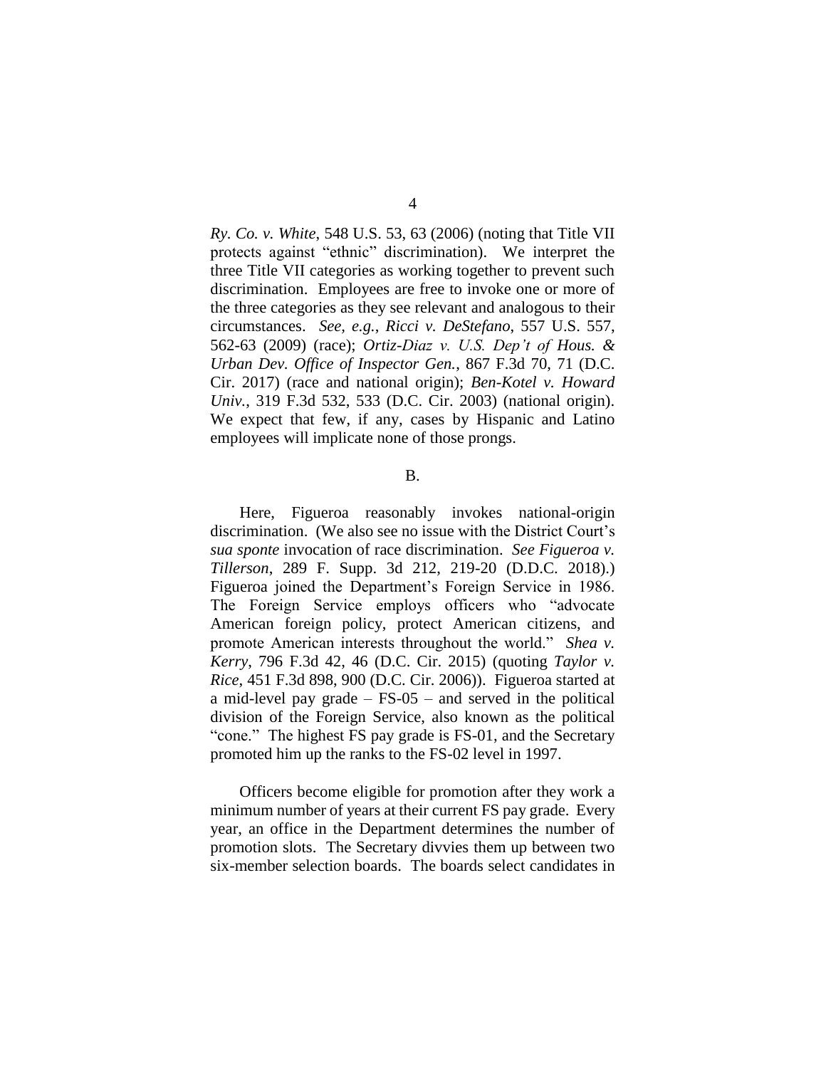*Ry. Co. v. White*, 548 U.S. 53, 63 (2006) (noting that Title VII protects against "ethnic" discrimination). We interpret the three Title VII categories as working together to prevent such discrimination. Employees are free to invoke one or more of the three categories as they see relevant and analogous to their circumstances. *See, e.g.*, *Ricci v. DeStefano*, 557 U.S. 557, 562-63 (2009) (race); *Ortiz-Diaz v. U.S. Dep't of Hous. & Urban Dev. Office of Inspector Gen.*, 867 F.3d 70, 71 (D.C. Cir. 2017) (race and national origin); *Ben-Kotel v. Howard Univ.*, 319 F.3d 532, 533 (D.C. Cir. 2003) (national origin). We expect that few, if any, cases by Hispanic and Latino employees will implicate none of those prongs.

B.

Here, Figueroa reasonably invokes national-origin discrimination. (We also see no issue with the District Court's *sua sponte* invocation of race discrimination. *See Figueroa v. Tillerson*, 289 F. Supp. 3d 212, 219-20 (D.D.C. 2018).) Figueroa joined the Department's Foreign Service in 1986. The Foreign Service employs officers who "advocate American foreign policy, protect American citizens, and promote American interests throughout the world." *Shea v. Kerry*, 796 F.3d 42, 46 (D.C. Cir. 2015) (quoting *Taylor v. Rice*, 451 F.3d 898, 900 (D.C. Cir. 2006)). Figueroa started at a mid-level pay grade – FS-05 – and served in the political division of the Foreign Service, also known as the political "cone." The highest FS pay grade is FS-01, and the Secretary promoted him up the ranks to the FS-02 level in 1997.

Officers become eligible for promotion after they work a minimum number of years at their current FS pay grade. Every year, an office in the Department determines the number of promotion slots. The Secretary divvies them up between two six-member selection boards. The boards select candidates in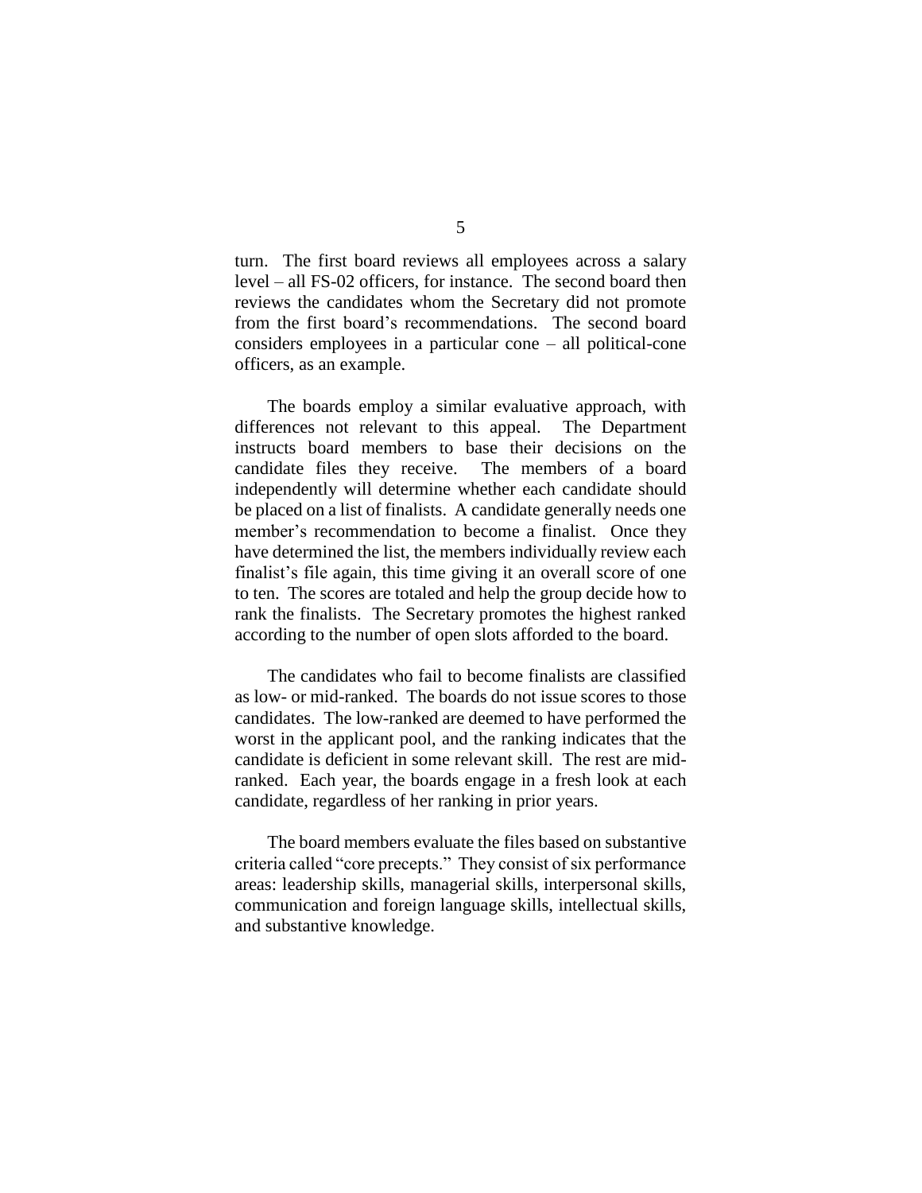turn. The first board reviews all employees across a salary level – all FS-02 officers, for instance. The second board then reviews the candidates whom the Secretary did not promote from the first board's recommendations. The second board considers employees in a particular cone – all political-cone officers, as an example.

The boards employ a similar evaluative approach, with differences not relevant to this appeal. The Department instructs board members to base their decisions on the candidate files they receive. The members of a board independently will determine whether each candidate should be placed on a list of finalists. A candidate generally needs one member's recommendation to become a finalist. Once they have determined the list, the members individually review each finalist's file again, this time giving it an overall score of one to ten. The scores are totaled and help the group decide how to rank the finalists. The Secretary promotes the highest ranked according to the number of open slots afforded to the board.

The candidates who fail to become finalists are classified as low- or mid-ranked. The boards do not issue scores to those candidates. The low-ranked are deemed to have performed the worst in the applicant pool, and the ranking indicates that the candidate is deficient in some relevant skill. The rest are mid-ranked. Each year, the boards engage in a fresh look at each candidate, regardless of her ranking in prior years.

The board members evaluate the files based on substantive criteria called "core precepts." They consist of six performance areas: leadership skills, managerial skills, interpersonal skills, communication and foreign language skills, intellectual skills, and substantive knowledge.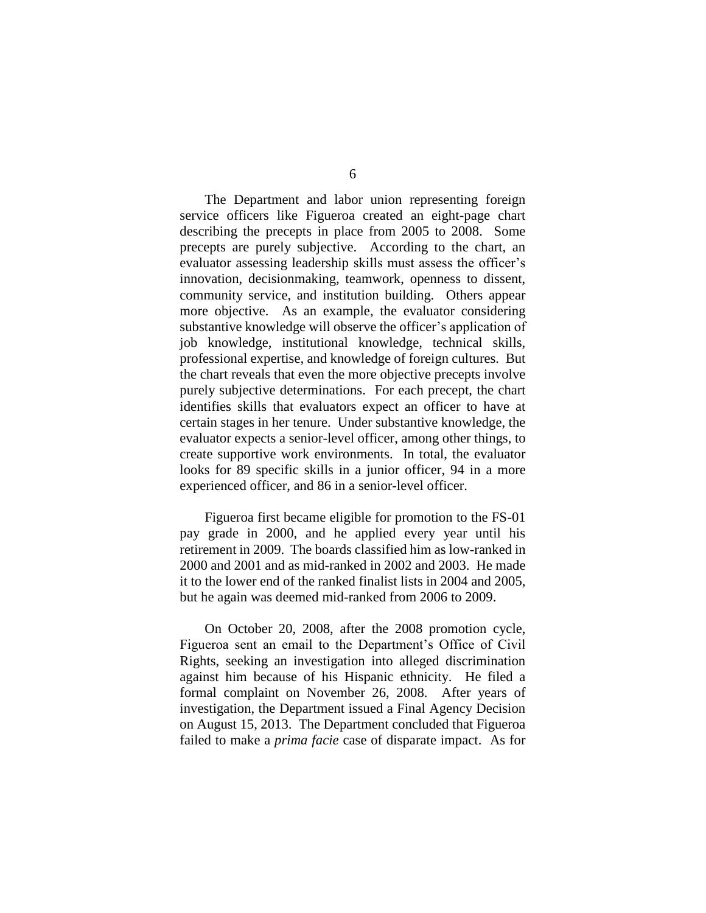The Department and labor union representing foreign service officers like Figueroa created an eight-page chart describing the precepts in place from 2005 to 2008. Some precepts are purely subjective. According to the chart, an evaluator assessing leadership skills must assess the officer's innovation, decisionmaking, teamwork, openness to dissent, community service, and institution building. Others appear more objective. As an example, the evaluator considering substantive knowledge will observe the officer's application of job knowledge, institutional knowledge, technical skills, professional expertise, and knowledge of foreign cultures. But the chart reveals that even the more objective precepts involve purely subjective determinations. For each precept, the chart identifies skills that evaluators expect an officer to have at certain stages in her tenure. Under substantive knowledge, the evaluator expects a senior-level officer, among other things, to create supportive work environments. In total, the evaluator looks for 89 specific skills in a junior officer, 94 in a more experienced officer, and 86 in a senior-level officer.

Figueroa first became eligible for promotion to the FS-01 pay grade in 2000, and he applied every year until his retirement in 2009. The boards classified him as low-ranked in 2000 and 2001 and as mid-ranked in 2002 and 2003. He made it to the lower end of the ranked finalist lists in 2004 and 2005, but he again was deemed mid-ranked from 2006 to 2009.

On October 20, 2008, after the 2008 promotion cycle, Figueroa sent an email to the Department's Office of Civil Rights, seeking an investigation into alleged discrimination against him because of his Hispanic ethnicity. He filed a formal complaint on November 26, 2008. After years of investigation, the Department issued a Final Agency Decision on August 15, 2013. The Department concluded that Figueroa failed to make a *prima facie* case of disparate impact. As for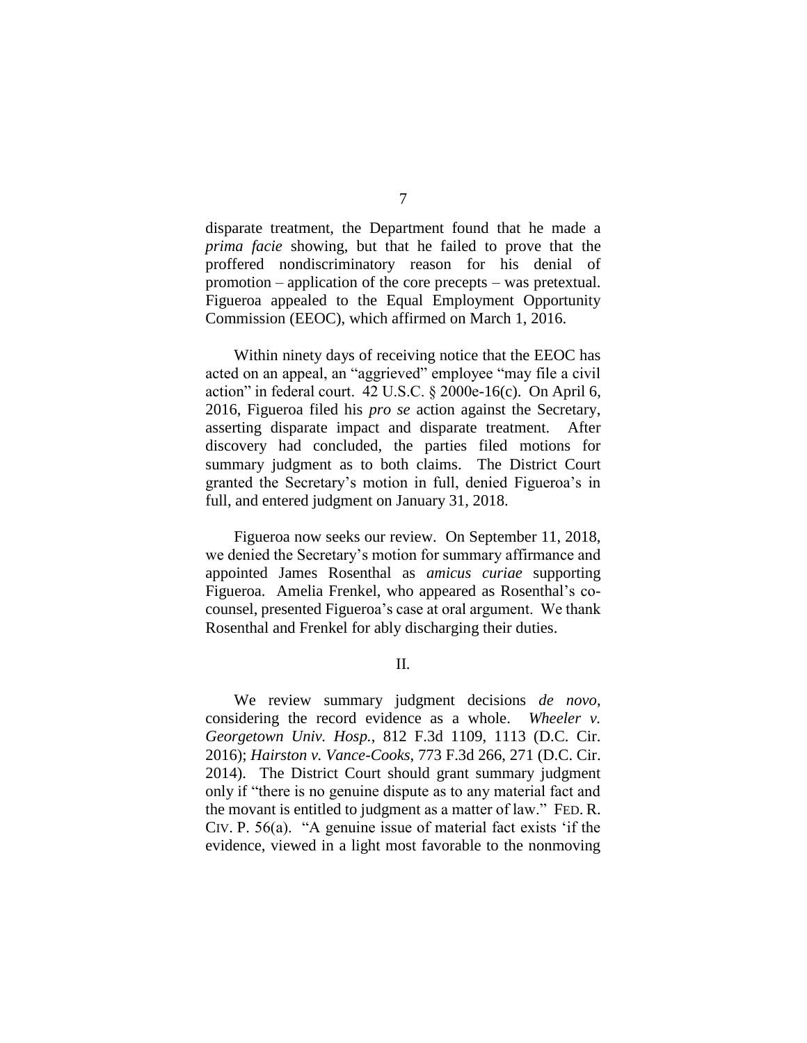disparate treatment, the Department found that he made a *prima facie* showing, but that he failed to prove that the proffered nondiscriminatory reason for his denial of promotion – application of the core precepts – was pretextual. Figueroa appealed to the Equal Employment Opportunity Commission (EEOC), which affirmed on March 1, 2016.

Within ninety days of receiving notice that the EEOC has acted on an appeal, an "aggrieved" employee "may file a civil action" in federal court. 42 U.S.C. § 2000e-16(c). On April 6, 2016, Figueroa filed his *pro se* action against the Secretary, asserting disparate impact and disparate treatment. After discovery had concluded, the parties filed motions for summary judgment as to both claims. The District Court granted the Secretary's motion in full, denied Figueroa's in full, and entered judgment on January 31, 2018.

Figueroa now seeks our review. On September 11, 2018, we denied the Secretary's motion for summary affirmance and appointed James Rosenthal as *amicus curiae* supporting Figueroa. Amelia Frenkel, who appeared as Rosenthal's co-counsel, presented Figueroa's case at oral argument. We thank Rosenthal and Frenkel for ably discharging their duties.

## II.

We review summary judgment decisions *de novo*, considering the record evidence as a whole. *Wheeler v. Georgetown Univ. Hosp.*, 812 F.3d 1109, 1113 (D.C. Cir. 2016); *Hairston v. Vance-Cooks*, 773 F.3d 266, 271 (D.C. Cir. 2014). The District Court should grant summary judgment only if "there is no genuine dispute as to any material fact and the movant is entitled to judgment as a matter of law." FED. R. CIV. P. 56(a). "A genuine issue of material fact exists 'if the evidence, viewed in a light most favorable to the nonmoving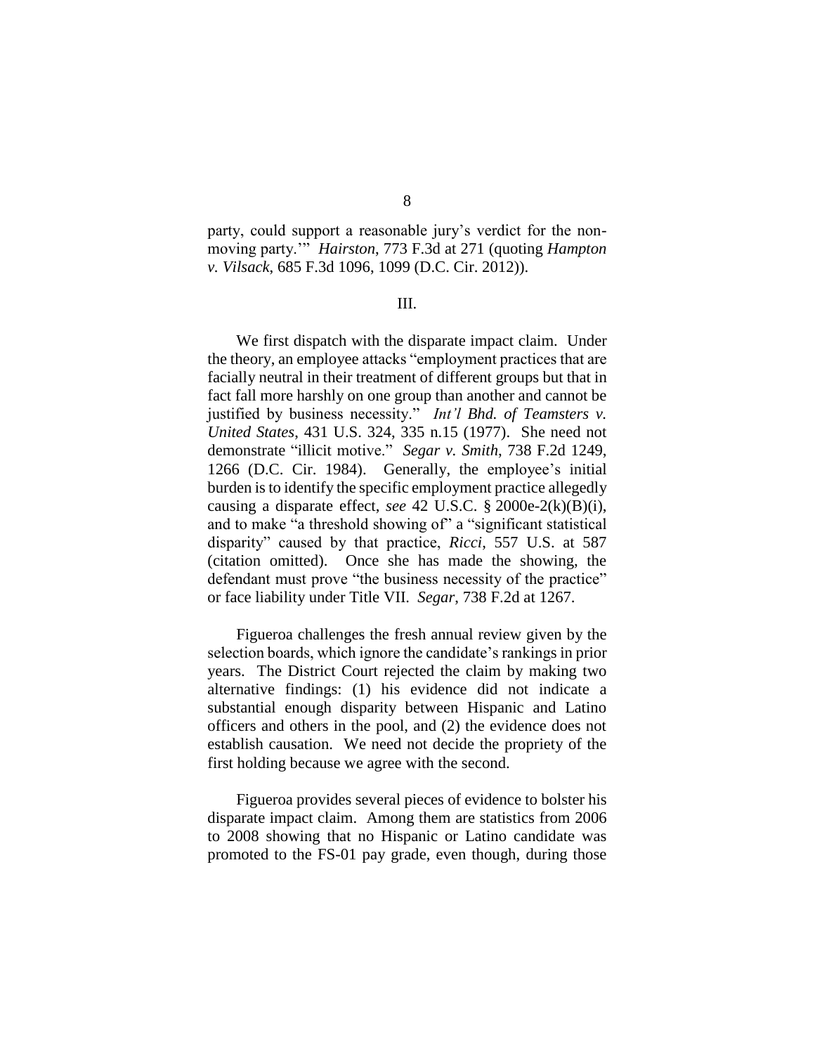party, could support a reasonable jury's verdict for the non-moving party.'" *Hairston*, 773 F.3d at 271 (quoting *Hampton v. Vilsack*, 685 F.3d 1096, 1099 (D.C. Cir. 2012)).

III.

We first dispatch with the disparate impact claim. Under the theory, an employee attacks "employment practices that are facially neutral in their treatment of different groups but that in fact fall more harshly on one group than another and cannot be justified by business necessity." *Int'l Bhd. of Teamsters v. United States*, 431 U.S. 324, 335 n.15 (1977). She need not demonstrate "illicit motive." *Segar v. Smith*, 738 F.2d 1249, 1266 (D.C. Cir. 1984). Generally, the employee's initial burden is to identify the specific employment practice allegedly causing a disparate effect, *see* 42 U.S.C. § 2000e-2(k)(B)(i), and to make "a threshold showing of" a "significant statistical disparity" caused by that practice, *Ricci*, 557 U.S. at 587 (citation omitted). Once she has made the showing, the defendant must prove "the business necessity of the practice" or face liability under Title VII. *Segar*, 738 F.2d at 1267.

Figueroa challenges the fresh annual review given by the selection boards, which ignore the candidate's rankings in prior years. The District Court rejected the claim by making two alternative findings: (1) his evidence did not indicate a substantial enough disparity between Hispanic and Latino officers and others in the pool, and (2) the evidence does not establish causation. We need not decide the propriety of the first holding because we agree with the second.

Figueroa provides several pieces of evidence to bolster his disparate impact claim. Among them are statistics from 2006 to 2008 showing that no Hispanic or Latino candidate was promoted to the FS-01 pay grade, even though, during those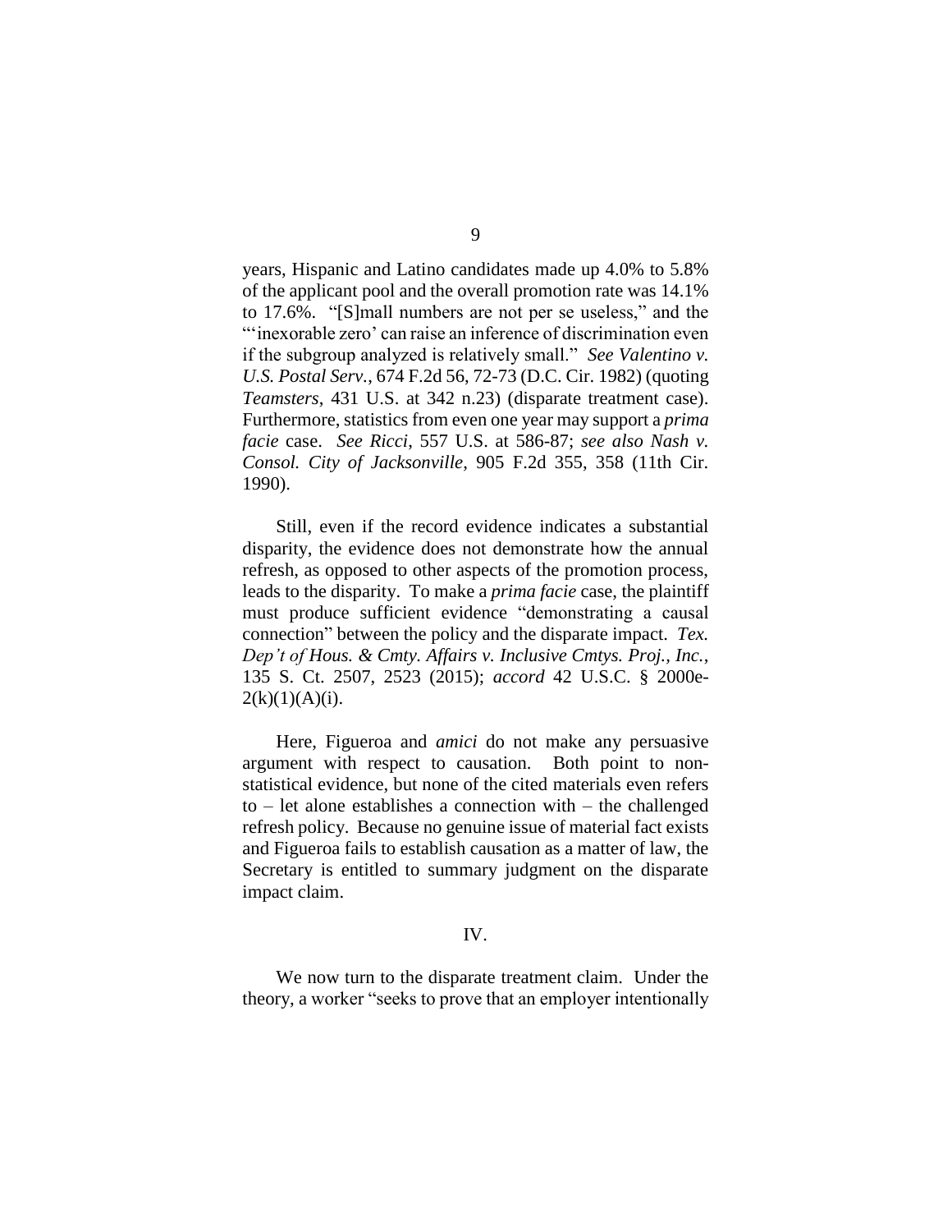years, Hispanic and Latino candidates made up 4.0% to 5.8% of the applicant pool and the overall promotion rate was 14.1% to 17.6%. "[S]mall numbers are not per se useless," and the "'inexorable zero' can raise an inference of discrimination even if the subgroup analyzed is relatively small." *See Valentino v. U.S. Postal Serv.*, 674 F.2d 56, 72-73 (D.C. Cir. 1982) (quoting *Teamsters*, 431 U.S. at 342 n.23) (disparate treatment case). Furthermore, statistics from even one year may support a *prima facie* case. *See Ricci*, 557 U.S. at 586-87; *see also Nash v. Consol. City of Jacksonville*, 905 F.2d 355, 358 (11th Cir. 1990).

Still, even if the record evidence indicates a substantial disparity, the evidence does not demonstrate how the annual refresh, as opposed to other aspects of the promotion process, leads to the disparity. To make a *prima facie* case, the plaintiff must produce sufficient evidence "demonstrating a causal connection" between the policy and the disparate impact. *Tex. Dep't of Hous. & Cmty. Affairs v. Inclusive Cmtys. Proj., Inc.*, 135 S. Ct. 2507, 2523 (2015); *accord* 42 U.S.C. § 2000e-2(k)(1)(A)(i).

Here, Figueroa and *amici* do not make any persuasive argument with respect to causation. Both point to non-statistical evidence, but none of the cited materials even refers to – let alone establishes a connection with – the challenged refresh policy. Because no genuine issue of material fact exists and Figueroa fails to establish causation as a matter of law, the Secretary is entitled to summary judgment on the disparate impact claim.

## IV.

We now turn to the disparate treatment claim. Under the theory, a worker "seeks to prove that an employer intentionally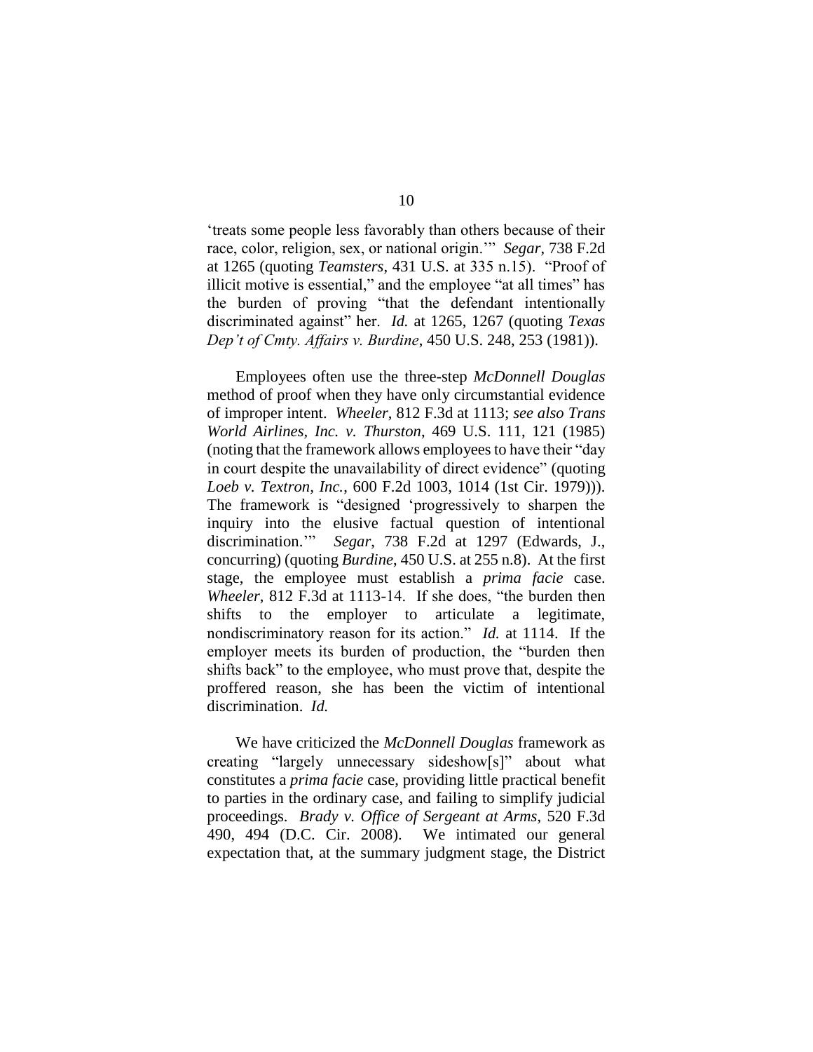'treats some people less favorably than others because of their race, color, religion, sex, or national origin.'" *Segar*, 738 F.2d at 1265 (quoting *Teamsters*, 431 U.S. at 335 n.15). "Proof of illicit motive is essential," and the employee "at all times" has the burden of proving "that the defendant intentionally discriminated against" her. *Id.* at 1265, 1267 (quoting *Texas Dep't of Cmty. Affairs v. Burdine*, 450 U.S. 248, 253 (1981)).

Employees often use the three-step *McDonnell Douglas* method of proof when they have only circumstantial evidence of improper intent. *Wheeler*, 812 F.3d at 1113; *see also Trans World Airlines, Inc. v. Thurston*, 469 U.S. 111, 121 (1985) (noting that the framework allows employees to have their "day in court despite the unavailability of direct evidence" (quoting *Loeb v. Textron, Inc.*, 600 F.2d 1003, 1014 (1st Cir. 1979))). The framework is "designed 'progressively to sharpen the inquiry into the elusive factual question of intentional discrimination.'" *Segar*, 738 F.2d at 1297 (Edwards, J., concurring) (quoting *Burdine*, 450 U.S. at 255 n.8). At the first stage, the employee must establish a *prima facie* case. *Wheeler*, 812 F.3d at 1113-14. If she does, "the burden then shifts to the employer to articulate a legitimate, nondiscriminatory reason for its action." *Id.* at 1114. If the employer meets its burden of production, the "burden then shifts back" to the employee, who must prove that, despite the proffered reason, she has been the victim of intentional discrimination. *Id.*

We have criticized the *McDonnell Douglas* framework as creating "largely unnecessary sideshow[s]" about what constitutes a *prima facie* case, providing little practical benefit to parties in the ordinary case, and failing to simplify judicial proceedings. *Brady v. Office of Sergeant at Arms*, 520 F.3d 490, 494 (D.C. Cir. 2008). We intimated our general expectation that, at the summary judgment stage, the District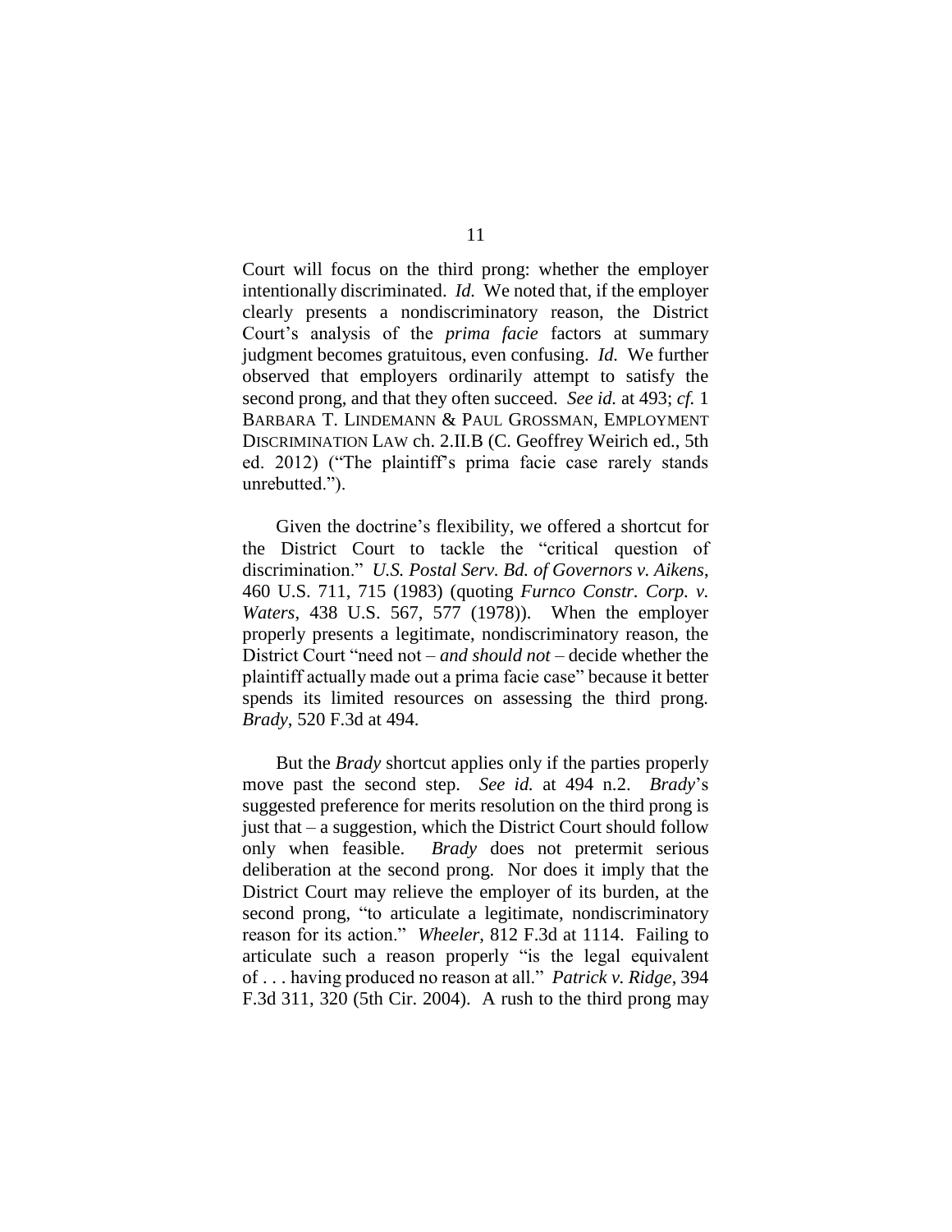Court will focus on the third prong: whether the employer intentionally discriminated. *Id.* We noted that, if the employer clearly presents a nondiscriminatory reason, the District Court's analysis of the *prima facie* factors at summary judgment becomes gratuitous, even confusing. *Id.* We further observed that employers ordinarily attempt to satisfy the second prong, and that they often succeed. *See id.* at 493; *cf.* 1 BARBARA T. LINDEMANN & PAUL GROSSMAN, EMPLOYMENT DISCRIMINATION LAW ch. 2.II.B (C. Geoffrey Weirich ed., 5th ed. 2012) ("The plaintiff's prima facie case rarely stands unrebutted.").

Given the doctrine's flexibility, we offered a shortcut for the District Court to tackle the "critical question of discrimination." *U.S. Postal Serv. Bd. of Governors v. Aikens*, 460 U.S. 711, 715 (1983) (quoting *Furnco Constr. Corp. v. Waters*, 438 U.S. 567, 577 (1978)). When the employer properly presents a legitimate, nondiscriminatory reason, the District Court "need not – *and should not* – decide whether the plaintiff actually made out a prima facie case" because it better spends its limited resources on assessing the third prong. *Brady*, 520 F.3d at 494.

But the *Brady* shortcut applies only if the parties properly move past the second step. *See id.* at 494 n.2. *Brady*'s suggested preference for merits resolution on the third prong is just that – a suggestion, which the District Court should follow only when feasible. *Brady* does not pretermit serious deliberation at the second prong. Nor does it imply that the District Court may relieve the employer of its burden, at the second prong, "to articulate a legitimate, nondiscriminatory reason for its action." *Wheeler*, 812 F.3d at 1114. Failing to articulate such a reason properly "is the legal equivalent of . . . having produced no reason at all." *Patrick v. Ridge*, 394 F.3d 311, 320 (5th Cir. 2004). A rush to the third prong may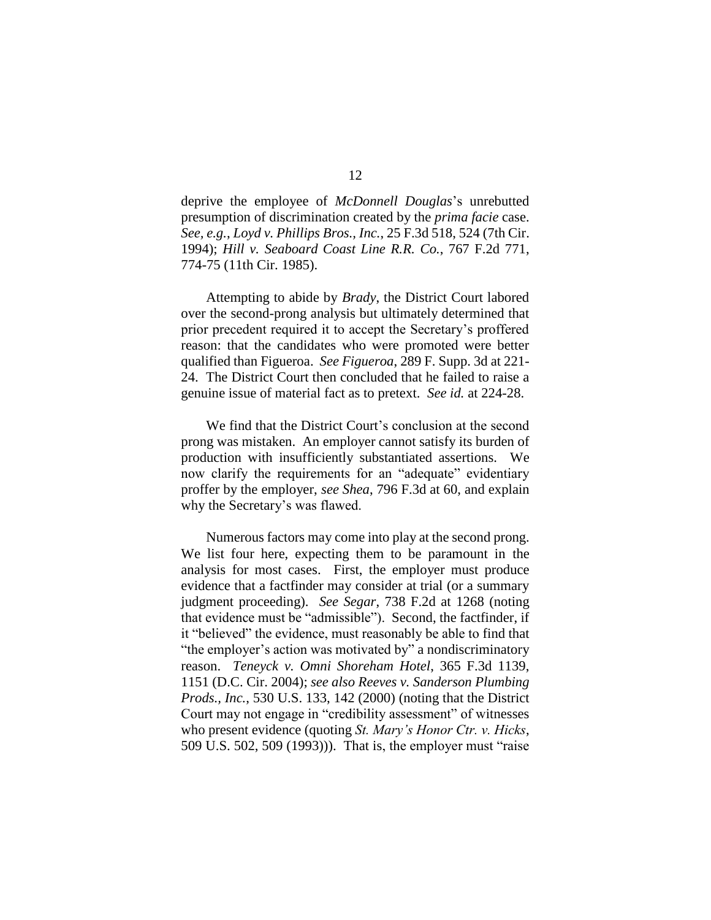deprive the employee of *McDonnell Douglas*'s unrebutted presumption of discrimination created by the *prima facie* case. *See, e.g.*, *Loyd v. Phillips Bros., Inc.*, 25 F.3d 518, 524 (7th Cir. 1994); *Hill v. Seaboard Coast Line R.R. Co.*, 767 F.2d 771, 774-75 (11th Cir. 1985).

Attempting to abide by *Brady*, the District Court labored over the second-prong analysis but ultimately determined that prior precedent required it to accept the Secretary's proffered reason: that the candidates who were promoted were better qualified than Figueroa. *See Figueroa*, 289 F. Supp. 3d at 221-24. The District Court then concluded that he failed to raise a genuine issue of material fact as to pretext. *See id.* at 224-28.

We find that the District Court's conclusion at the second prong was mistaken. An employer cannot satisfy its burden of production with insufficiently substantiated assertions. We now clarify the requirements for an "adequate" evidentiary proffer by the employer, *see Shea*, 796 F.3d at 60, and explain why the Secretary's was flawed.

Numerous factors may come into play at the second prong. We list four here, expecting them to be paramount in the analysis for most cases. First, the employer must produce evidence that a factfinder may consider at trial (or a summary judgment proceeding). *See Segar*, 738 F.2d at 1268 (noting that evidence must be "admissible"). Second, the factfinder, if it "believed" the evidence, must reasonably be able to find that "the employer's action was motivated by" a nondiscriminatory reason. *Teneyck v. Omni Shoreham Hotel*, 365 F.3d 1139, 1151 (D.C. Cir. 2004); *see also Reeves v. Sanderson Plumbing Prods., Inc.*, 530 U.S. 133, 142 (2000) (noting that the District Court may not engage in "credibility assessment" of witnesses who present evidence (quoting *St. Mary's Honor Ctr. v. Hicks*, 509 U.S. 502, 509 (1993))). That is, the employer must "raise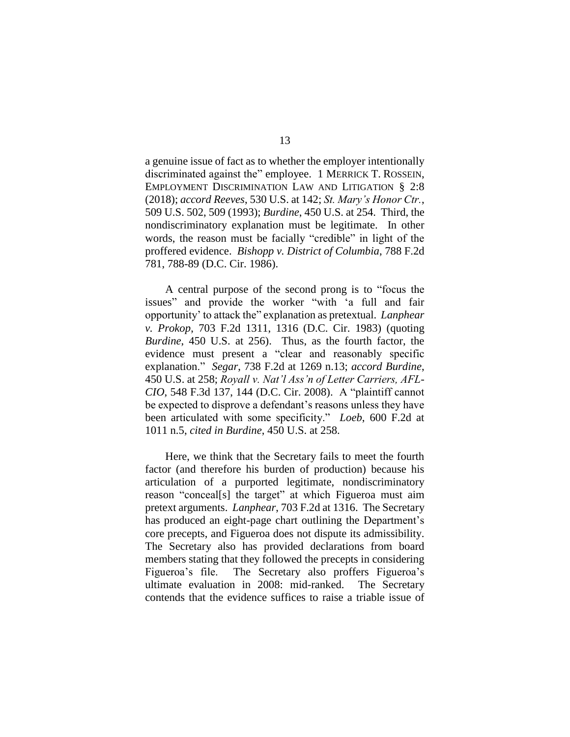a genuine issue of fact as to whether the employer intentionally discriminated against the" employee. 1 MERRICK T. ROSSEIN, EMPLOYMENT DISCRIMINATION LAW AND LITIGATION § 2:8 (2018); *accord Reeves*, 530 U.S. at 142; *St. Mary's Honor Ctr.*, 509 U.S. 502, 509 (1993); *Burdine*, 450 U.S. at 254. Third, the nondiscriminatory explanation must be legitimate. In other words, the reason must be facially "credible" in light of the proffered evidence. *Bishopp v. District of Columbia*, 788 F.2d 781, 788-89 (D.C. Cir. 1986).

A central purpose of the second prong is to "focus the issues" and provide the worker "with 'a full and fair opportunity' to attack the" explanation as pretextual. *Lanphear v. Prokop*, 703 F.2d 1311, 1316 (D.C. Cir. 1983) (quoting *Burdine*, 450 U.S. at 256). Thus, as the fourth factor, the evidence must present a "clear and reasonably specific explanation." *Segar*, 738 F.2d at 1269 n.13; *accord Burdine*, 450 U.S. at 258; *Royall v. Nat'l Ass'n of Letter Carriers, AFL-CIO*, 548 F.3d 137, 144 (D.C. Cir. 2008). A "plaintiff cannot be expected to disprove a defendant's reasons unless they have been articulated with some specificity." *Loeb*, 600 F.2d at 1011 n.5, *cited in Burdine*, 450 U.S. at 258.

Here, we think that the Secretary fails to meet the fourth factor (and therefore his burden of production) because his articulation of a purported legitimate, nondiscriminatory reason "conceal[s] the target" at which Figueroa must aim pretext arguments. *Lanphear*, 703 F.2d at 1316. The Secretary has produced an eight-page chart outlining the Department's core precepts, and Figueroa does not dispute its admissibility. The Secretary also has provided declarations from board members stating that they followed the precepts in considering Figueroa's file. The Secretary also proffers Figueroa's ultimate evaluation in 2008: mid-ranked. The Secretary contends that the evidence suffices to raise a triable issue of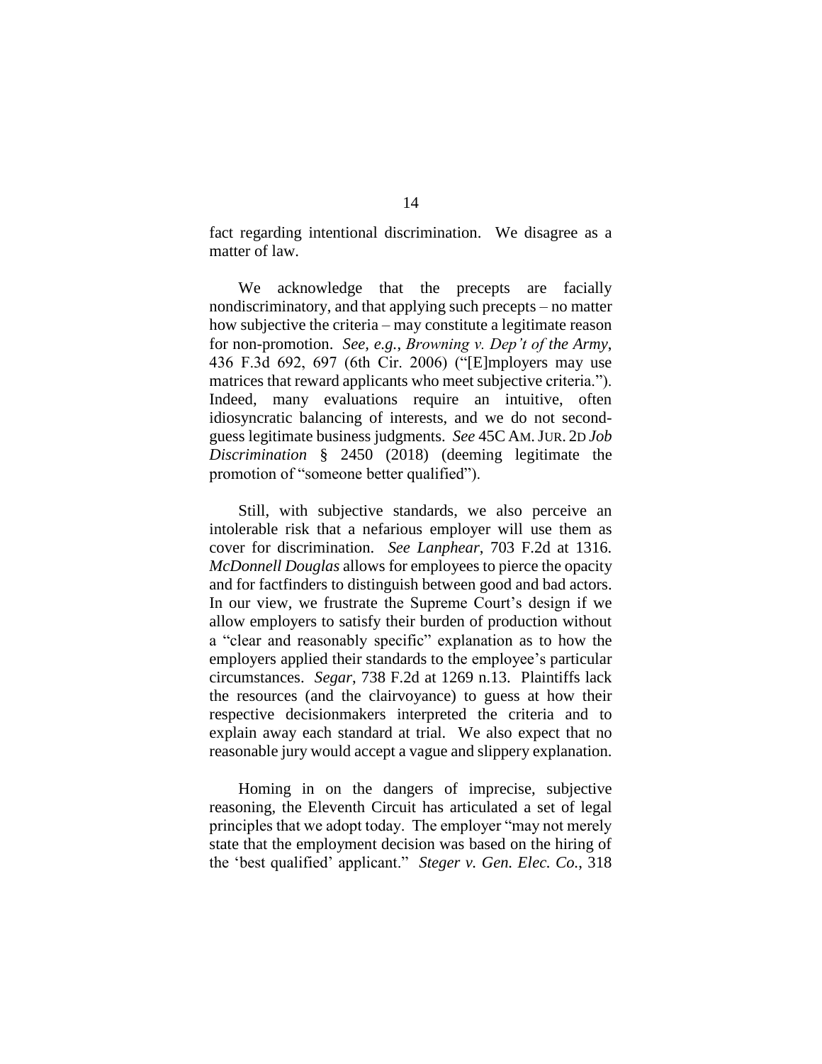fact regarding intentional discrimination. We disagree as a matter of law.

We acknowledge that the precepts are facially nondiscriminatory, and that applying such precepts – no matter how subjective the criteria – may constitute a legitimate reason for non-promotion. *See, e.g.*, *Browning v. Dep't of the Army*, 436 F.3d 692, 697 (6th Cir. 2006) ("[E]mployers may use matrices that reward applicants who meet subjective criteria."). Indeed, many evaluations require an intuitive, often idiosyncratic balancing of interests, and we do not second-guess legitimate business judgments. *See* 45C AM. JUR. 2D *Job Discrimination* § 2450 (2018) (deeming legitimate the promotion of "someone better qualified").

Still, with subjective standards, we also perceive an intolerable risk that a nefarious employer will use them as cover for discrimination. *See Lanphear*, 703 F.2d at 1316. *McDonnell Douglas* allows for employees to pierce the opacity and for factfinders to distinguish between good and bad actors. In our view, we frustrate the Supreme Court's design if we allow employers to satisfy their burden of production without a "clear and reasonably specific" explanation as to how the employers applied their standards to the employee's particular circumstances. *Segar*, 738 F.2d at 1269 n.13. Plaintiffs lack the resources (and the clairvoyance) to guess at how their respective decisionmakers interpreted the criteria and to explain away each standard at trial. We also expect that no reasonable jury would accept a vague and slippery explanation.

Homing in on the dangers of imprecise, subjective reasoning, the Eleventh Circuit has articulated a set of legal principles that we adopt today. The employer "may not merely state that the employment decision was based on the hiring of the 'best qualified' applicant." *Steger v. Gen. Elec. Co.*, 318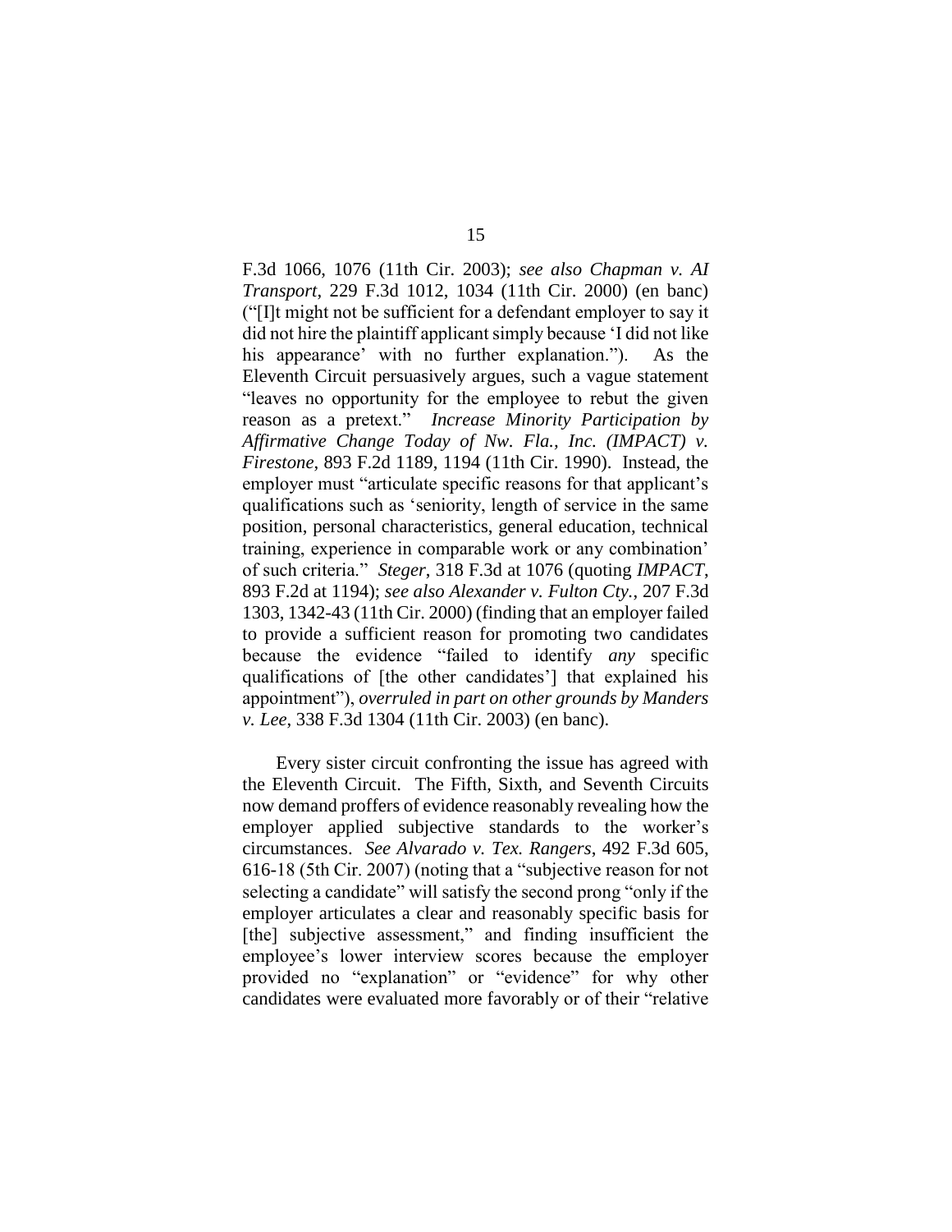F.3d 1066, 1076 (11th Cir. 2003); *see also Chapman v. AI Transport*, 229 F.3d 1012, 1034 (11th Cir. 2000) (en banc) ("[I]t might not be sufficient for a defendant employer to say it did not hire the plaintiff applicant simply because 'I did not like his appearance' with no further explanation."). As the Eleventh Circuit persuasively argues, such a vague statement "leaves no opportunity for the employee to rebut the given reason as a pretext." *Increase Minority Participation by Affirmative Change Today of Nw. Fla., Inc. (IMPACT) v. Firestone*, 893 F.2d 1189, 1194 (11th Cir. 1990). Instead, the employer must "articulate specific reasons for that applicant's qualifications such as 'seniority, length of service in the same position, personal characteristics, general education, technical training, experience in comparable work or any combination' of such criteria." *Steger*, 318 F.3d at 1076 (quoting *IMPACT*, 893 F.2d at 1194); *see also Alexander v. Fulton Cty.*, 207 F.3d 1303, 1342-43 (11th Cir. 2000) (finding that an employer failed to provide a sufficient reason for promoting two candidates because the evidence "failed to identify *any* specific qualifications of [the other candidates'] that explained his appointment"), *overruled in part on other grounds by Manders v. Lee*, 338 F.3d 1304 (11th Cir. 2003) (en banc).

Every sister circuit confronting the issue has agreed with the Eleventh Circuit. The Fifth, Sixth, and Seventh Circuits now demand proffers of evidence reasonably revealing how the employer applied subjective standards to the worker's circumstances. *See Alvarado v. Tex. Rangers*, 492 F.3d 605, 616-18 (5th Cir. 2007) (noting that a "subjective reason for not selecting a candidate" will satisfy the second prong "only if the employer articulates a clear and reasonably specific basis for [the] subjective assessment," and finding insufficient the employee's lower interview scores because the employer provided no "explanation" or "evidence" for why other candidates were evaluated more favorably or of their "relative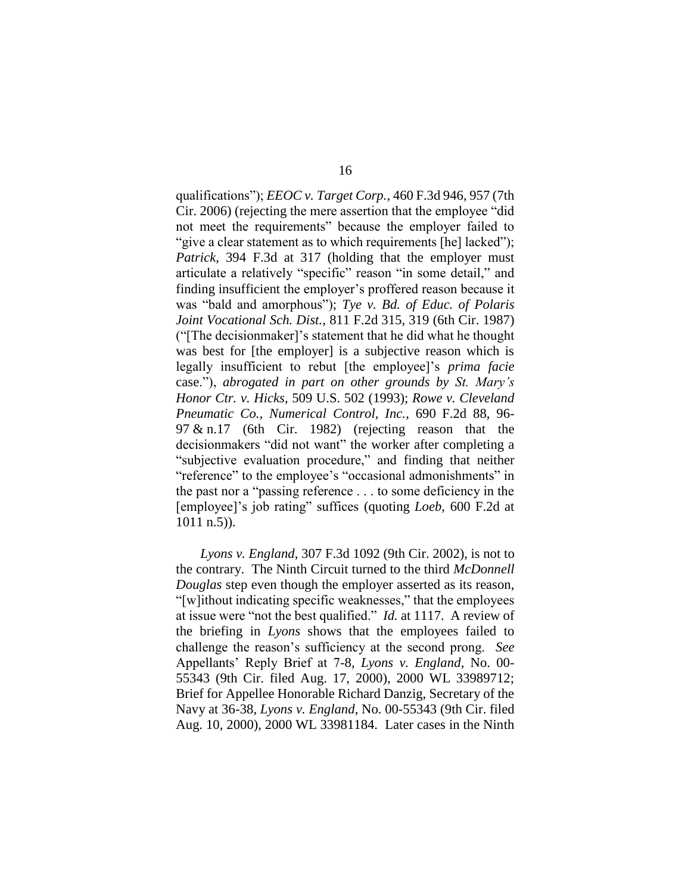qualifications"); *EEOC v. Target Corp.*, 460 F.3d 946, 957 (7th Cir. 2006) (rejecting the mere assertion that the employee "did not meet the requirements" because the employer failed to "give a clear statement as to which requirements [he] lacked"); *Patrick*, 394 F.3d at 317 (holding that the employer must articulate a relatively "specific" reason "in some detail," and finding insufficient the employer's proffered reason because it was "bald and amorphous"); *Tye v. Bd. of Educ. of Polaris Joint Vocational Sch. Dist.*, 811 F.2d 315, 319 (6th Cir. 1987) ("[The decisionmaker]'s statement that he did what he thought was best for [the employer] is a subjective reason which is legally insufficient to rebut [the employee]'s *prima facie* case."), *abrogated in part on other grounds by St. Mary's Honor Ctr. v. Hicks*, 509 U.S. 502 (1993); *Rowe v. Cleveland Pneumatic Co., Numerical Control, Inc.*, 690 F.2d 88, 96-97 & n.17 (6th Cir. 1982) (rejecting reason that the decisionmakers "did not want" the worker after completing a "subjective evaluation procedure," and finding that neither "reference" to the employee's "occasional admonishments" in the past nor a "passing reference . . . to some deficiency in the [employee]'s job rating" suffices (quoting *Loeb*, 600 F.2d at 1011 n.5)).

*Lyons v. England*, 307 F.3d 1092 (9th Cir. 2002), is not to the contrary. The Ninth Circuit turned to the third *McDonnell Douglas* step even though the employer asserted as its reason, "[w]ithout indicating specific weaknesses," that the employees at issue were "not the best qualified." *Id.* at 1117. A review of the briefing in *Lyons* shows that the employees failed to challenge the reason's sufficiency at the second prong. *See* Appellants' Reply Brief at 7-8, *Lyons v. England*, No. 00-55343 (9th Cir. filed Aug. 17, 2000), 2000 WL 33989712; Brief for Appellee Honorable Richard Danzig, Secretary of the Navy at 36-38, *Lyons v. England*, No. 00-55343 (9th Cir. filed Aug. 10, 2000), 2000 WL 33981184. Later cases in the Ninth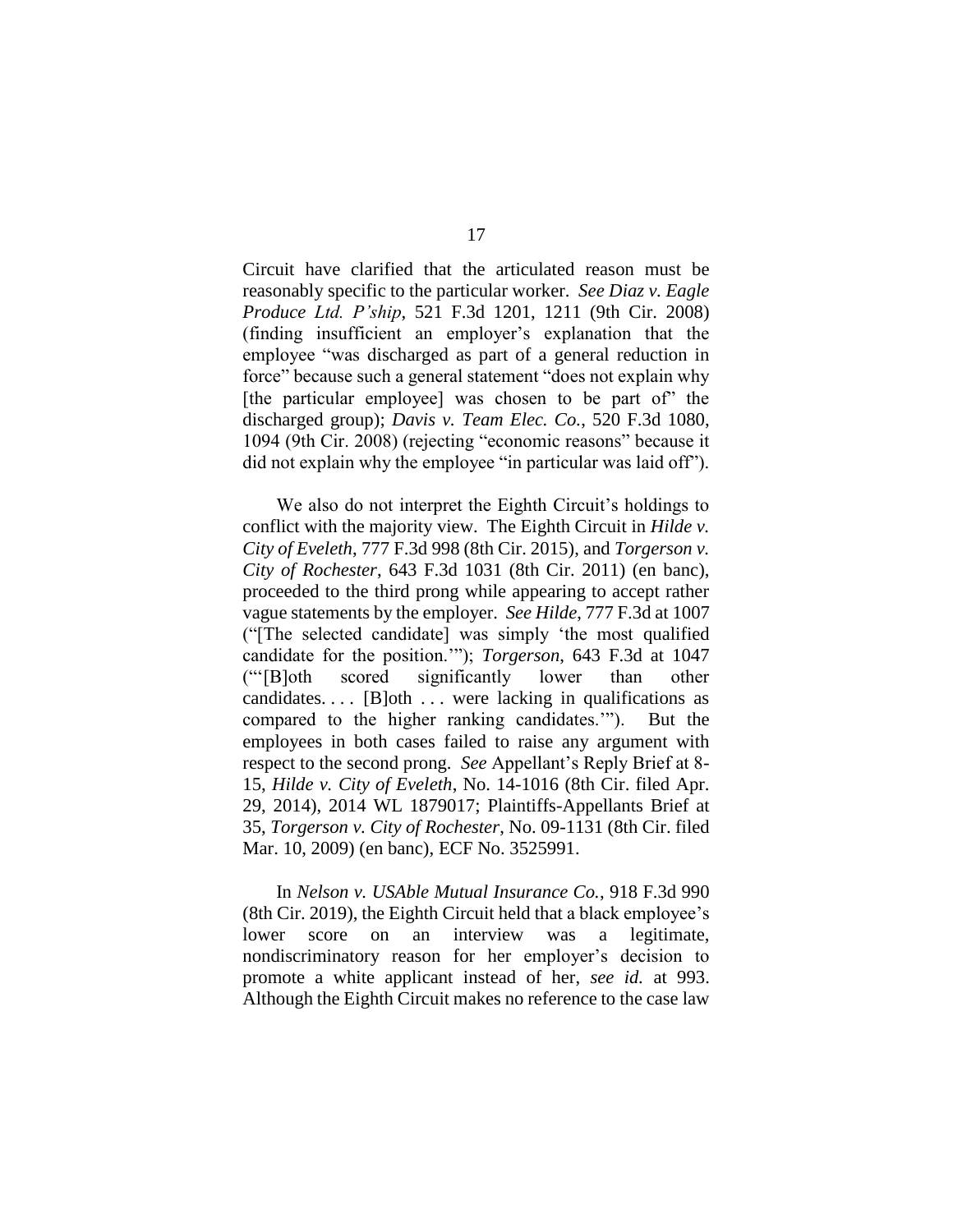Circuit have clarified that the articulated reason must be reasonably specific to the particular worker. *See Diaz v. Eagle Produce Ltd. P'ship*, 521 F.3d 1201, 1211 (9th Cir. 2008) (finding insufficient an employer's explanation that the employee "was discharged as part of a general reduction in force" because such a general statement "does not explain why [the particular employee] was chosen to be part of" the discharged group); *Davis v. Team Elec. Co.*, 520 F.3d 1080, 1094 (9th Cir. 2008) (rejecting "economic reasons" because it did not explain why the employee "in particular was laid off").

We also do not interpret the Eighth Circuit's holdings to conflict with the majority view. The Eighth Circuit in *Hilde v. City of Eveleth*, 777 F.3d 998 (8th Cir. 2015), and *Torgerson v. City of Rochester*, 643 F.3d 1031 (8th Cir. 2011) (en banc), proceeded to the third prong while appearing to accept rather vague statements by the employer. *See Hilde*, 777 F.3d at 1007 ("[The selected candidate] was simply 'the most qualified candidate for the position.'"); *Torgerson*, 643 F.3d at 1047 ("'[B]oth scored significantly lower than other candidates. . . . [B]oth . . . were lacking in qualifications as compared to the higher ranking candidates.'"). But the employees in both cases failed to raise any argument with respect to the second prong. *See* Appellant's Reply Brief at 8-15, *Hilde v. City of Eveleth*, No. 14-1016 (8th Cir. filed Apr. 29, 2014), 2014 WL 1879017; Plaintiffs-Appellants Brief at 35, *Torgerson v. City of Rochester*, No. 09-1131 (8th Cir. filed Mar. 10, 2009) (en banc), ECF No. 3525991.

In *Nelson v. USAble Mutual Insurance Co.*, 918 F.3d 990 (8th Cir. 2019), the Eighth Circuit held that a black employee's lower score on an interview was a legitimate, nondiscriminatory reason for her employer's decision to promote a white applicant instead of her, *see id.* at 993. Although the Eighth Circuit makes no reference to the case law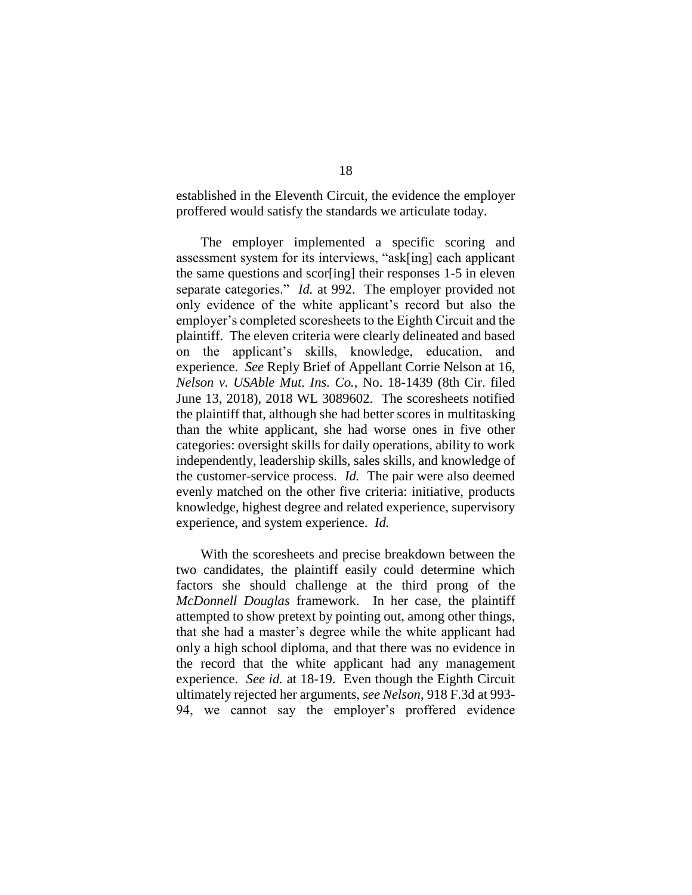established in the Eleventh Circuit, the evidence the employer proffered would satisfy the standards we articulate today.

The employer implemented a specific scoring and assessment system for its interviews, "ask[ing] each applicant the same questions and scor[ing] their responses 1-5 in eleven separate categories." *Id.* at 992. The employer provided not only evidence of the white applicant's record but also the employer's completed scoresheets to the Eighth Circuit and the plaintiff. The eleven criteria were clearly delineated and based on the applicant's skills, knowledge, education, and experience. *See* Reply Brief of Appellant Corrie Nelson at 16, *Nelson v. USAble Mut. Ins. Co.*, No. 18-1439 (8th Cir. filed June 13, 2018), 2018 WL 3089602. The scoresheets notified the plaintiff that, although she had better scores in multitasking than the white applicant, she had worse ones in five other categories: oversight skills for daily operations, ability to work independently, leadership skills, sales skills, and knowledge of the customer-service process. *Id.* The pair were also deemed evenly matched on the other five criteria: initiative, products knowledge, highest degree and related experience, supervisory experience, and system experience. *Id.*

With the scoresheets and precise breakdown between the two candidates, the plaintiff easily could determine which factors she should challenge at the third prong of the *McDonnell Douglas* framework. In her case, the plaintiff attempted to show pretext by pointing out, among other things, that she had a master's degree while the white applicant had only a high school diploma, and that there was no evidence in the record that the white applicant had any management experience. *See id.* at 18-19. Even though the Eighth Circuit ultimately rejected her arguments, *see Nelson*, 918 F.3d at 993-94, we cannot say the employer's proffered evidence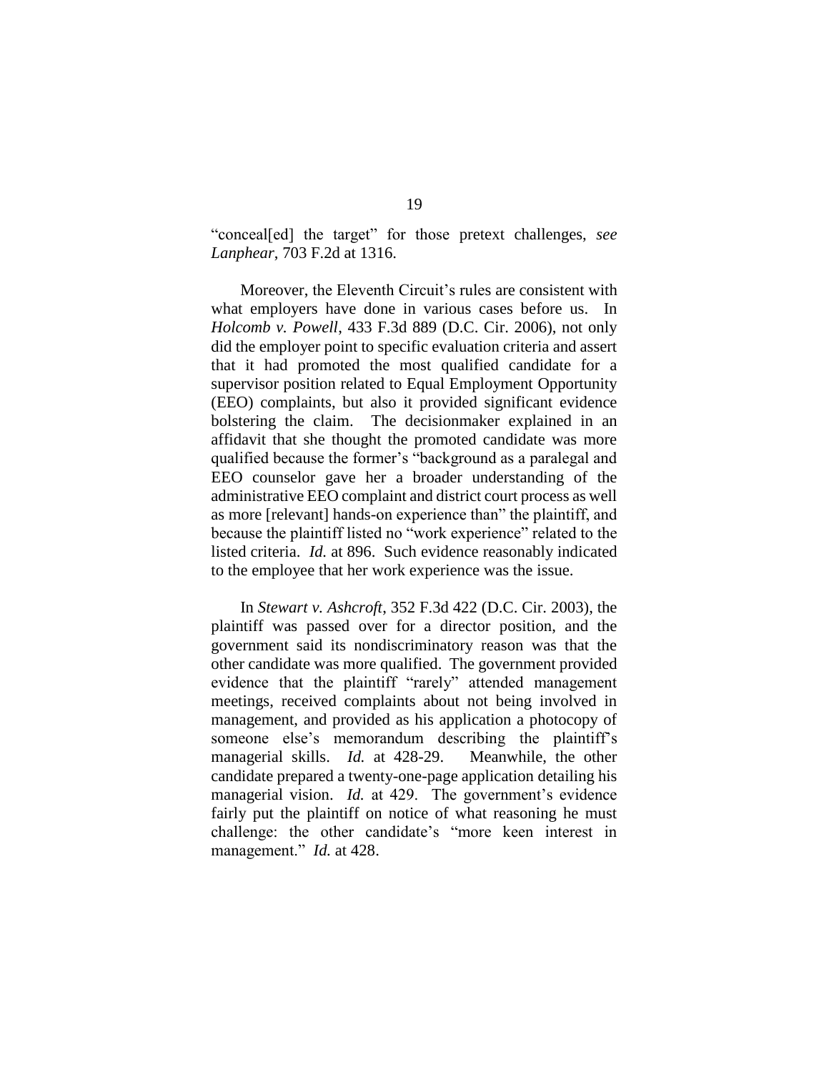"conceal[ed] the target" for those pretext challenges, *see Lanphear*, 703 F.2d at 1316.

Moreover, the Eleventh Circuit's rules are consistent with what employers have done in various cases before us. In *Holcomb v. Powell*, 433 F.3d 889 (D.C. Cir. 2006), not only did the employer point to specific evaluation criteria and assert that it had promoted the most qualified candidate for a supervisor position related to Equal Employment Opportunity (EEO) complaints, but also it provided significant evidence bolstering the claim. The decisionmaker explained in an affidavit that she thought the promoted candidate was more qualified because the former's "background as a paralegal and EEO counselor gave her a broader understanding of the administrative EEO complaint and district court process as well as more [relevant] hands-on experience than" the plaintiff, and because the plaintiff listed no "work experience" related to the listed criteria. *Id.* at 896. Such evidence reasonably indicated to the employee that her work experience was the issue.

In *Stewart v. Ashcroft*, 352 F.3d 422 (D.C. Cir. 2003), the plaintiff was passed over for a director position, and the government said its nondiscriminatory reason was that the other candidate was more qualified. The government provided evidence that the plaintiff "rarely" attended management meetings, received complaints about not being involved in management, and provided as his application a photocopy of someone else's memorandum describing the plaintiff's managerial skills. *Id.* at 428-29. Meanwhile, the other candidate prepared a twenty-one-page application detailing his managerial vision. *Id.* at 429. The government's evidence fairly put the plaintiff on notice of what reasoning he must challenge: the other candidate's "more keen interest in management." *Id.* at 428.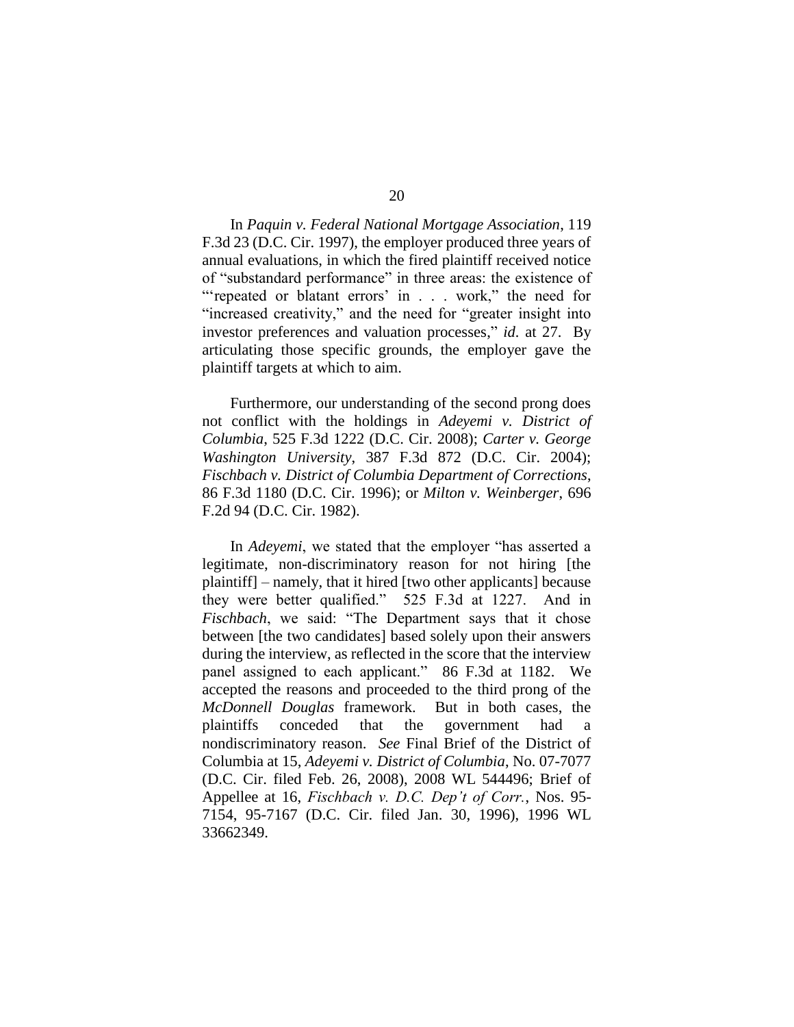In *Paquin v. Federal National Mortgage Association*, 119 F.3d 23 (D.C. Cir. 1997), the employer produced three years of annual evaluations, in which the fired plaintiff received notice of "substandard performance" in three areas: the existence of "'repeated or blatant errors' in . . . work," the need for "increased creativity," and the need for "greater insight into investor preferences and valuation processes," *id.* at 27. By articulating those specific grounds, the employer gave the plaintiff targets at which to aim.

Furthermore, our understanding of the second prong does not conflict with the holdings in *Adeyemi v. District of Columbia*, 525 F.3d 1222 (D.C. Cir. 2008); *Carter v. George Washington University*, 387 F.3d 872 (D.C. Cir. 2004); *Fischbach v. District of Columbia Department of Corrections*, 86 F.3d 1180 (D.C. Cir. 1996); or *Milton v. Weinberger*, 696 F.2d 94 (D.C. Cir. 1982).

In *Adeyemi*, we stated that the employer "has asserted a legitimate, non-discriminatory reason for not hiring [the plaintiff] – namely, that it hired [two other applicants] because they were better qualified." 525 F.3d at 1227. And in *Fischbach*, we said: "The Department says that it chose between [the two candidates] based solely upon their answers during the interview, as reflected in the score that the interview panel assigned to each applicant." 86 F.3d at 1182. We accepted the reasons and proceeded to the third prong of the *McDonnell Douglas* framework. But in both cases, the plaintiffs conceded that the government had a nondiscriminatory reason. *See* Final Brief of the District of Columbia at 15, *Adeyemi v. District of Columbia*, No. 07-7077 (D.C. Cir. filed Feb. 26, 2008), 2008 WL 544496; Brief of Appellee at 16, *Fischbach v. D.C. Dep't of Corr.*, Nos. 95-7154, 95-7167 (D.C. Cir. filed Jan. 30, 1996), 1996 WL 33662349.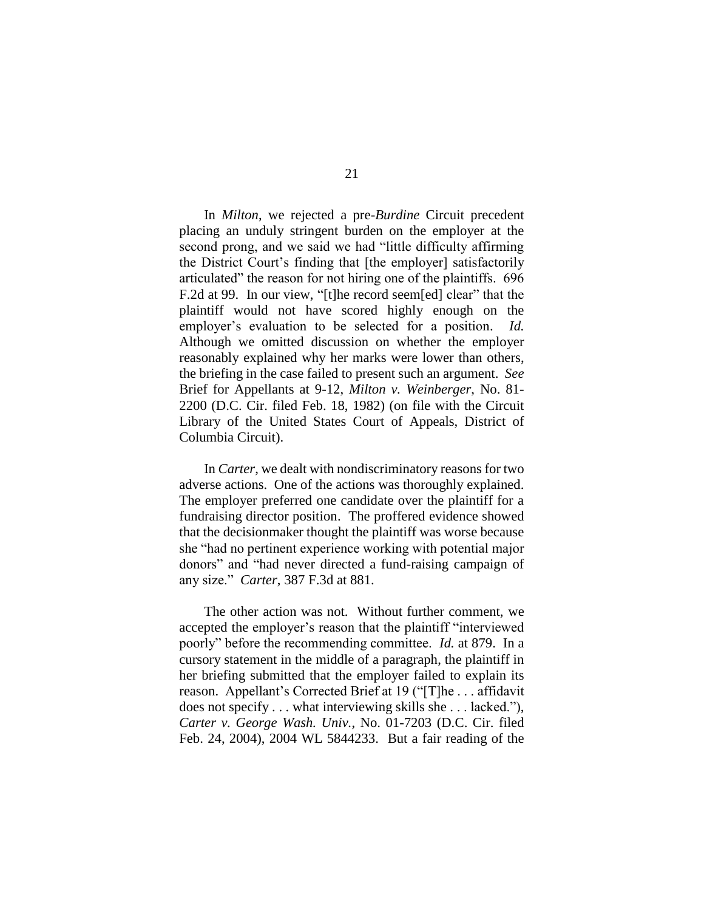In *Milton*, we rejected a pre-*Burdine* Circuit precedent placing an unduly stringent burden on the employer at the second prong, and we said we had "little difficulty affirming the District Court's finding that [the employer] satisfactorily articulated" the reason for not hiring one of the plaintiffs. 696 F.2d at 99. In our view, "[t]he record seem[ed] clear" that the plaintiff would not have scored highly enough on the employer's evaluation to be selected for a position. *Id.* Although we omitted discussion on whether the employer reasonably explained why her marks were lower than others, the briefing in the case failed to present such an argument. *See* Brief for Appellants at 9-12, *Milton v. Weinberger*, No. 81-2200 (D.C. Cir. filed Feb. 18, 1982) (on file with the Circuit Library of the United States Court of Appeals, District of Columbia Circuit).

In *Carter*, we dealt with nondiscriminatory reasons for two adverse actions. One of the actions was thoroughly explained. The employer preferred one candidate over the plaintiff for a fundraising director position. The proffered evidence showed that the decisionmaker thought the plaintiff was worse because she "had no pertinent experience working with potential major donors" and "had never directed a fund-raising campaign of any size." *Carter*, 387 F.3d at 881.

The other action was not. Without further comment, we accepted the employer's reason that the plaintiff "interviewed poorly" before the recommending committee. *Id.* at 879. In a cursory statement in the middle of a paragraph, the plaintiff in her briefing submitted that the employer failed to explain its reason. Appellant's Corrected Brief at 19 ("[T]he . . . affidavit does not specify . . . what interviewing skills she . . . lacked."), *Carter v. George Wash. Univ.*, No. 01-7203 (D.C. Cir. filed Feb. 24, 2004), 2004 WL 5844233. But a fair reading of the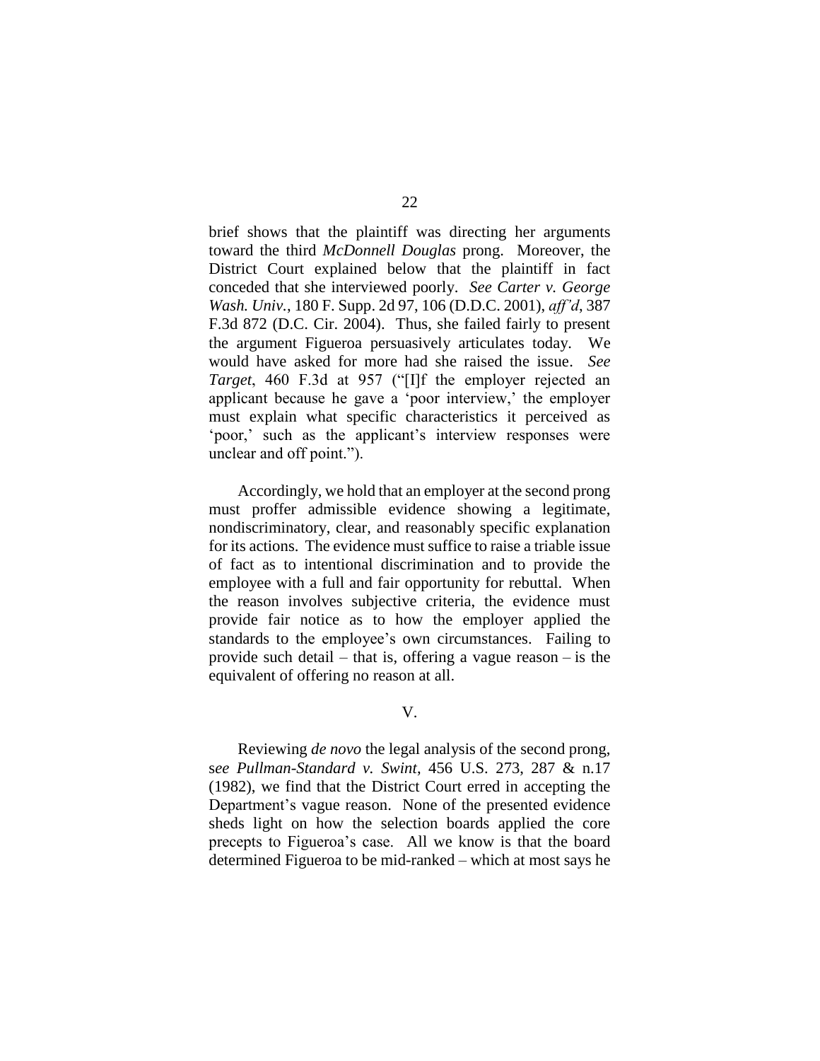brief shows that the plaintiff was directing her arguments toward the third *McDonnell Douglas* prong. Moreover, the District Court explained below that the plaintiff in fact conceded that she interviewed poorly. *See Carter v. George Wash. Univ.*, 180 F. Supp. 2d 97, 106 (D.D.C. 2001), *aff'd*, 387 F.3d 872 (D.C. Cir. 2004). Thus, she failed fairly to present the argument Figueroa persuasively articulates today. We would have asked for more had she raised the issue. *See Target*, 460 F.3d at 957 ("[I]f the employer rejected an applicant because he gave a 'poor interview,' the employer must explain what specific characteristics it perceived as 'poor,' such as the applicant's interview responses were unclear and off point.").

Accordingly, we hold that an employer at the second prong must proffer admissible evidence showing a legitimate, nondiscriminatory, clear, and reasonably specific explanation for its actions. The evidence must suffice to raise a triable issue of fact as to intentional discrimination and to provide the employee with a full and fair opportunity for rebuttal. When the reason involves subjective criteria, the evidence must provide fair notice as to how the employer applied the standards to the employee's own circumstances. Failing to provide such detail – that is, offering a vague reason – is the equivalent of offering no reason at all.

## V.

Reviewing *de novo* the legal analysis of the second prong, s*ee Pullman-Standard v. Swint*, 456 U.S. 273, 287 & n.17 (1982), we find that the District Court erred in accepting the Department's vague reason. None of the presented evidence sheds light on how the selection boards applied the core precepts to Figueroa's case. All we know is that the board determined Figueroa to be mid-ranked – which at most says he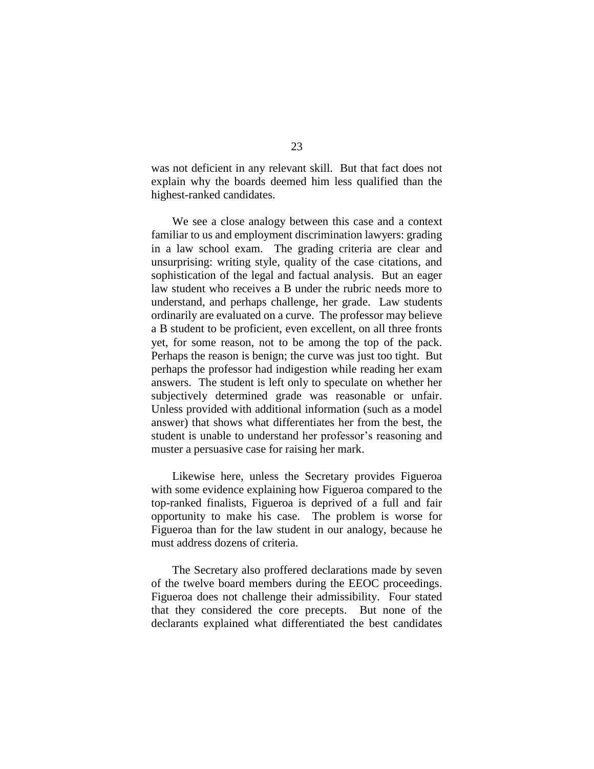was not deficient in any relevant skill. But that fact does not explain why the boards deemed him less qualified than the highest-ranked candidates.

We see a close analogy between this case and a context familiar to us and employment discrimination lawyers: grading in a law school exam. The grading criteria are clear and unsurprising: writing style, quality of the case citations, and sophistication of the legal and factual analysis. But an eager law student who receives a B under the rubric needs more to understand, and perhaps challenge, her grade. Law students ordinarily are evaluated on a curve. The professor may believe a B student to be proficient, even excellent, on all three fronts yet, for some reason, not to be among the top of the pack. Perhaps the reason is benign; the curve was just too tight. But perhaps the professor had indigestion while reading her exam answers. The student is left only to speculate on whether her subjectively determined grade was reasonable or unfair. Unless provided with additional information (such as a model answer) that shows what differentiates her from the best, the student is unable to understand her professor's reasoning and muster a persuasive case for raising her mark.

Likewise here, unless the Secretary provides Figueroa with some evidence explaining how Figueroa compared to the top-ranked finalists, Figueroa is deprived of a full and fair opportunity to make his case. The problem is worse for Figueroa than for the law student in our analogy, because he must address dozens of criteria.

The Secretary also proffered declarations made by seven of the twelve board members during the EEOC proceedings. Figueroa does not challenge their admissibility. Four stated that they considered the core precepts. But none of the declarants explained what differentiated the best candidates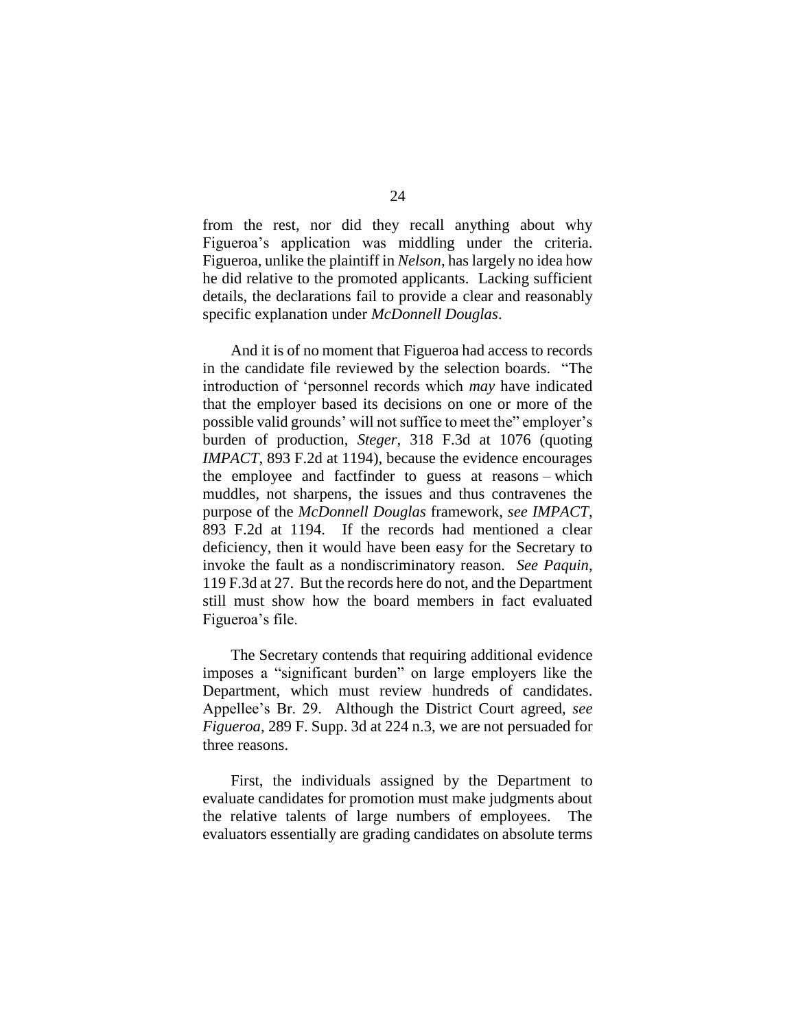from the rest, nor did they recall anything about why Figueroa's application was middling under the criteria. Figueroa, unlike the plaintiff in *Nelson*, has largely no idea how he did relative to the promoted applicants. Lacking sufficient details, the declarations fail to provide a clear and reasonably specific explanation under *McDonnell Douglas*.

And it is of no moment that Figueroa had access to records in the candidate file reviewed by the selection boards. "The introduction of 'personnel records which *may* have indicated that the employer based its decisions on one or more of the possible valid grounds' will not suffice to meet the" employer's burden of production, *Steger*, 318 F.3d at 1076 (quoting *IMPACT*, 893 F.2d at 1194), because the evidence encourages the employee and factfinder to guess at reasons – which muddles, not sharpens, the issues and thus contravenes the purpose of the *McDonnell Douglas* framework, *see IMPACT*, 893 F.2d at 1194. If the records had mentioned a clear deficiency, then it would have been easy for the Secretary to invoke the fault as a nondiscriminatory reason. *See Paquin*, 119 F.3d at 27. But the records here do not, and the Department still must show how the board members in fact evaluated Figueroa's file.

The Secretary contends that requiring additional evidence imposes a "significant burden" on large employers like the Department, which must review hundreds of candidates. Appellee's Br. 29. Although the District Court agreed, *see Figueroa*, 289 F. Supp. 3d at 224 n.3, we are not persuaded for three reasons.

First, the individuals assigned by the Department to evaluate candidates for promotion must make judgments about the relative talents of large numbers of employees. The evaluators essentially are grading candidates on absolute terms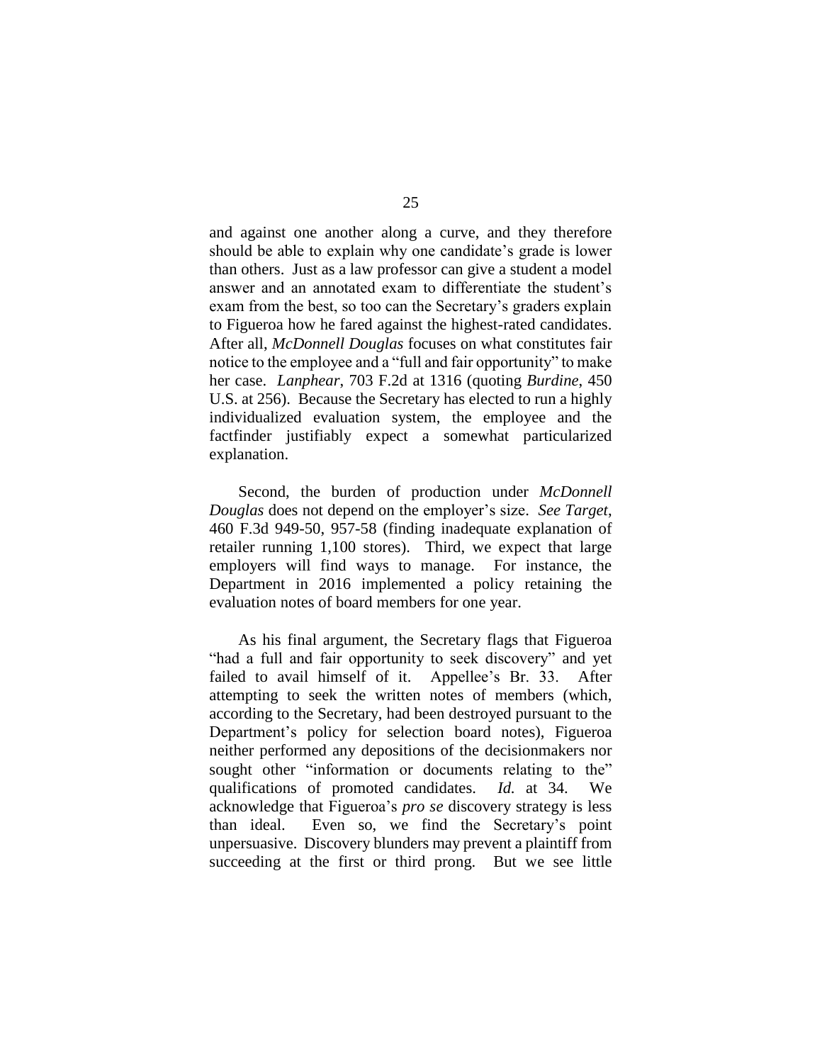and against one another along a curve, and they therefore should be able to explain why one candidate's grade is lower than others. Just as a law professor can give a student a model answer and an annotated exam to differentiate the student's exam from the best, so too can the Secretary's graders explain to Figueroa how he fared against the highest-rated candidates. After all, *McDonnell Douglas* focuses on what constitutes fair notice to the employee and a "full and fair opportunity" to make her case. *Lanphear*, 703 F.2d at 1316 (quoting *Burdine*, 450 U.S. at 256). Because the Secretary has elected to run a highly individualized evaluation system, the employee and the factfinder justifiably expect a somewhat particularized explanation.

Second, the burden of production under *McDonnell Douglas* does not depend on the employer's size. *See Target*, 460 F.3d 949-50, 957-58 (finding inadequate explanation of retailer running 1,100 stores). Third, we expect that large employers will find ways to manage. For instance, the Department in 2016 implemented a policy retaining the evaluation notes of board members for one year.

As his final argument, the Secretary flags that Figueroa "had a full and fair opportunity to seek discovery" and yet failed to avail himself of it. Appellee's Br. 33. After attempting to seek the written notes of members (which, according to the Secretary, had been destroyed pursuant to the Department's policy for selection board notes), Figueroa neither performed any depositions of the decisionmakers nor sought other "information or documents relating to the" qualifications of promoted candidates. *Id.* at 34. We acknowledge that Figueroa's *pro se* discovery strategy is less than ideal. Even so, we find the Secretary's point unpersuasive. Discovery blunders may prevent a plaintiff from succeeding at the first or third prong. But we see little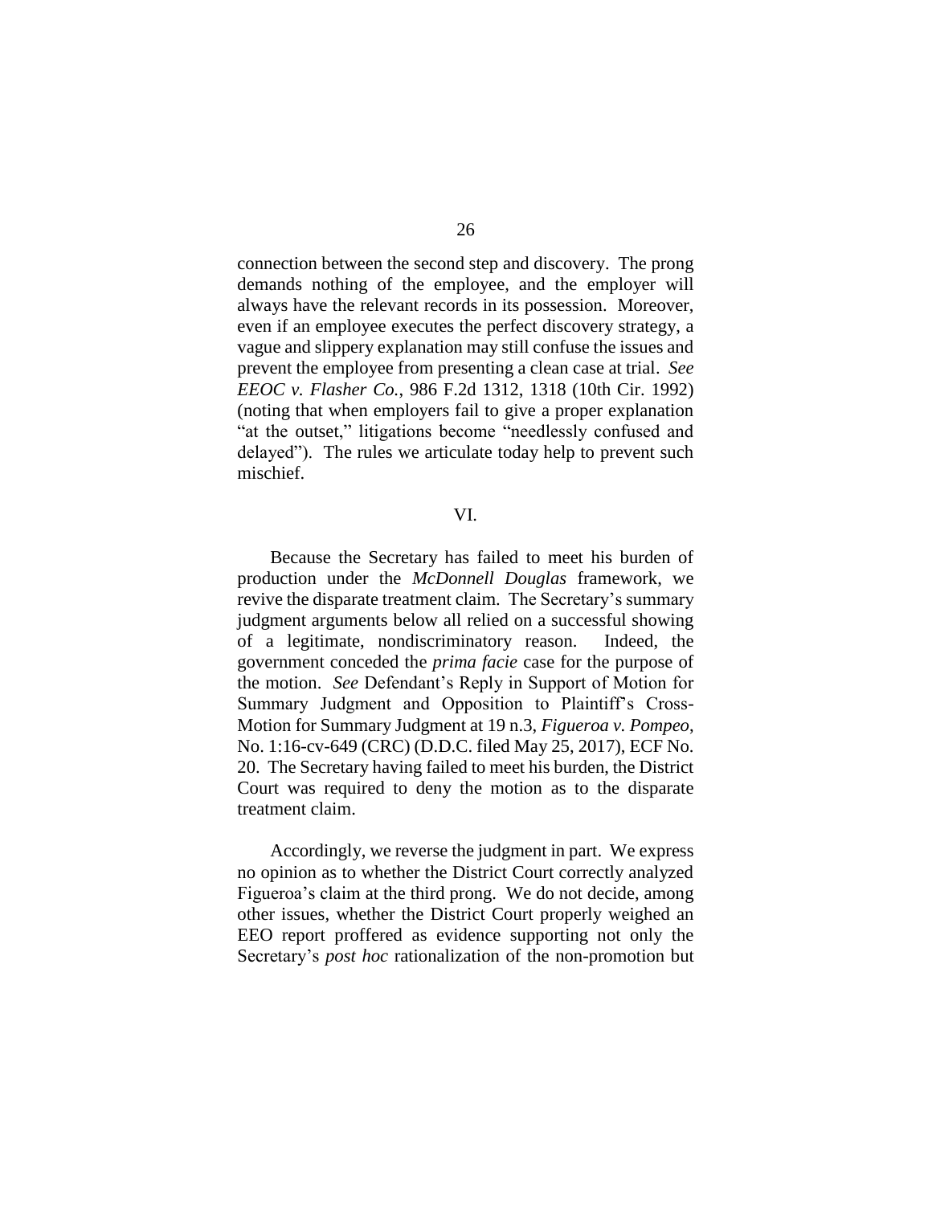connection between the second step and discovery. The prong demands nothing of the employee, and the employer will always have the relevant records in its possession. Moreover, even if an employee executes the perfect discovery strategy, a vague and slippery explanation may still confuse the issues and prevent the employee from presenting a clean case at trial. *See EEOC v. Flasher Co.*, 986 F.2d 1312, 1318 (10th Cir. 1992) (noting that when employers fail to give a proper explanation "at the outset," litigations become "needlessly confused and delayed"). The rules we articulate today help to prevent such mischief.

## VI.

Because the Secretary has failed to meet his burden of production under the *McDonnell Douglas* framework, we revive the disparate treatment claim. The Secretary's summary judgment arguments below all relied on a successful showing of a legitimate, nondiscriminatory reason. Indeed, the government conceded the *prima facie* case for the purpose of the motion. *See* Defendant's Reply in Support of Motion for Summary Judgment and Opposition to Plaintiff's Cross-Motion for Summary Judgment at 19 n.3, *Figueroa v. Pompeo*, No. 1:16-cv-649 (CRC) (D.D.C. filed May 25, 2017), ECF No. 20. The Secretary having failed to meet his burden, the District Court was required to deny the motion as to the disparate treatment claim.

Accordingly, we reverse the judgment in part. We express no opinion as to whether the District Court correctly analyzed Figueroa's claim at the third prong. We do not decide, among other issues, whether the District Court properly weighed an EEO report proffered as evidence supporting not only the Secretary's *post hoc* rationalization of the non-promotion but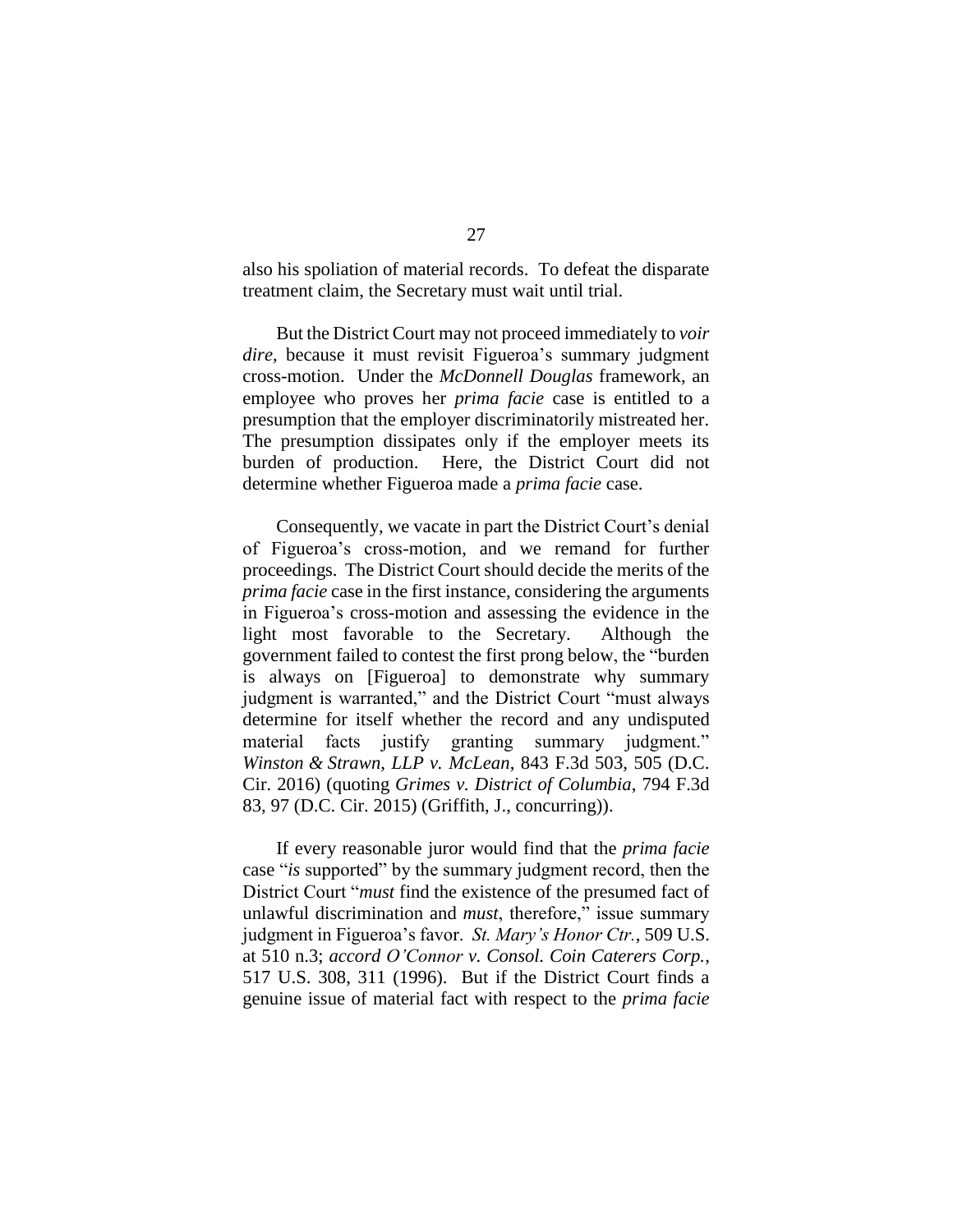also his spoliation of material records. To defeat the disparate treatment claim, the Secretary must wait until trial.

But the District Court may not proceed immediately to *voir dire*, because it must revisit Figueroa's summary judgment cross-motion. Under the *McDonnell Douglas* framework, an employee who proves her *prima facie* case is entitled to a presumption that the employer discriminatorily mistreated her. The presumption dissipates only if the employer meets its burden of production. Here, the District Court did not determine whether Figueroa made a *prima facie* case.

Consequently, we vacate in part the District Court's denial of Figueroa's cross-motion, and we remand for further proceedings. The District Court should decide the merits of the *prima facie* case in the first instance, considering the arguments in Figueroa's cross-motion and assessing the evidence in the light most favorable to the Secretary. Although the government failed to contest the first prong below, the "burden is always on [Figueroa] to demonstrate why summary judgment is warranted," and the District Court "must always determine for itself whether the record and any undisputed material facts justify granting summary judgment." *Winston & Strawn, LLP v. McLean*, 843 F.3d 503, 505 (D.C. Cir. 2016) (quoting *Grimes v. District of Columbia*, 794 F.3d 83, 97 (D.C. Cir. 2015) (Griffith, J., concurring)).

If every reasonable juror would find that the *prima facie* case "*is* supported" by the summary judgment record, then the District Court "*must* find the existence of the presumed fact of unlawful discrimination and *must*, therefore," issue summary judgment in Figueroa's favor. *St. Mary's Honor Ctr.*, 509 U.S. at 510 n.3; *accord O'Connor v. Consol. Coin Caterers Corp.*, 517 U.S. 308, 311 (1996). But if the District Court finds a genuine issue of material fact with respect to the *prima facie*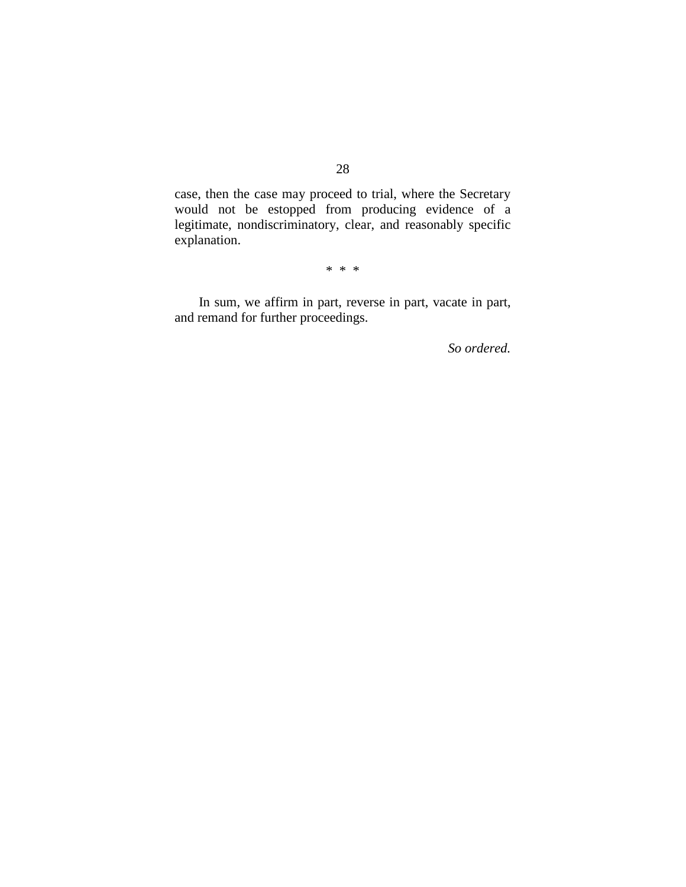case, then the case may proceed to trial, where the Secretary would not be estopped from producing evidence of a legitimate, nondiscriminatory, clear, and reasonably specific explanation.

\* \* \*

In sum, we affirm in part, reverse in part, vacate in part, and remand for further proceedings.

*So ordered.*